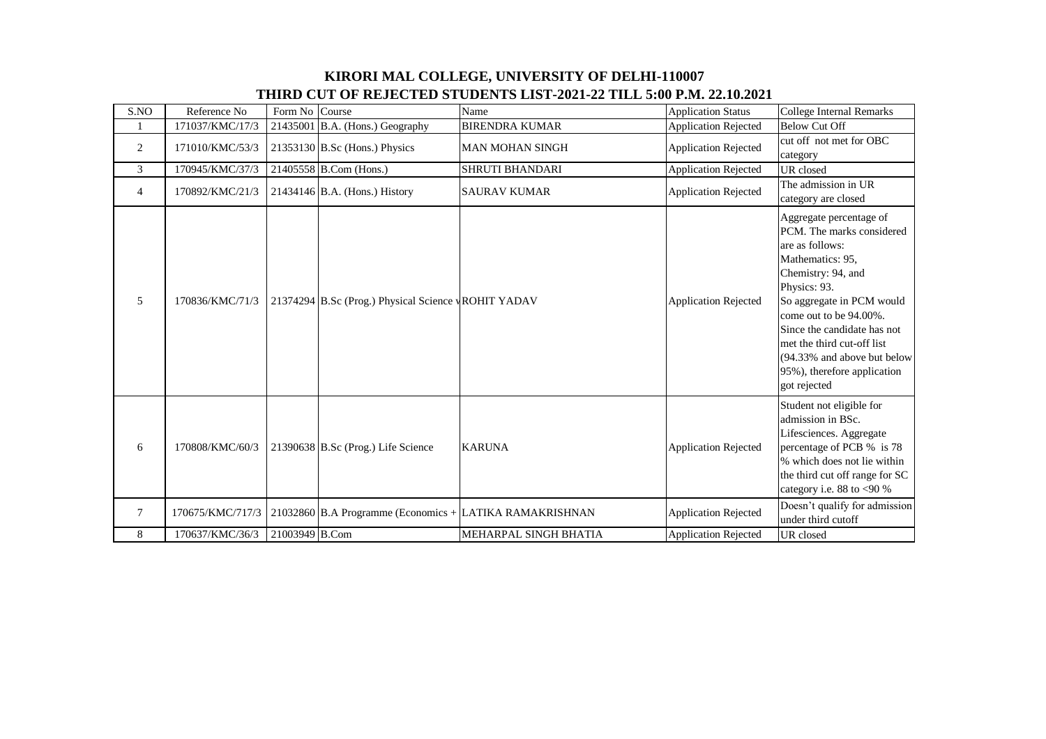# KIRORI MAL COLLEGE, UNIVERSITY OF DELHI-110007

## THIRD CUT OF REJECTED STUDENTS LIST-2021-22 TILL 5:00 P.M. 22.10.2021

| S.NO | Reference No | Form No | Course | Name | Application Status | College Internal Remarks |
|---|---|---|---|---|---|---|
| 1 | 171037/KMC/17/3 | 21435001 | B.A. (Hons.) Geography | BIRENDRA KUMAR | Application Rejected | Below Cut Off |
| 2 | 171010/KMC/53/3 | 21353130 | B.Sc (Hons.) Physics | MAN MOHAN SINGH | Application Rejected | cut off not met for OBC category |
| 3 | 170945/KMC/37/3 | 21405558 | B.Com (Hons.) | SHRUTI BHANDARI | Application Rejected | UR closed |
| 4 | 170892/KMC/21/3 | 21434146 | B.A. (Hons.) History | SAURAV KUMAR | Application Rejected | The admission in UR category are closed |
| 5 | 170836/KMC/71/3 | 21374294 | B.Sc (Prog.) Physical Science v | ROHIT YADAV | Application Rejected | Aggregate percentage of PCM. The marks considered are as follows: Mathematics: 95, Chemistry: 94, and Physics: 93. So aggregate in PCM would come out to be 94.00%. Since the candidate has not met the third cut-off list (94.33% and above but below 95%), therefore application got rejected |
| 6 | 170808/KMC/60/3 | 21390638 | B.Sc (Prog.) Life Science | KARUNA | Application Rejected | Student not eligible for admission in BSc. Lifesciences. Aggregate percentage of PCB % is 78 % which does not lie within the third cut off range for SC category i.e. 88 to <90 % |
| 7 | 170675/KMC/717/3 | 21032860 | B.A Programme (Economics + | LATIKA RAMAKRISHNAN | Application Rejected | Doesn't qualify for admission under third cutoff |
| 8 | 170637/KMC/36/3 | 21003949 | B.Com | MEHARPAL SINGH BHATIA | Application Rejected | UR closed |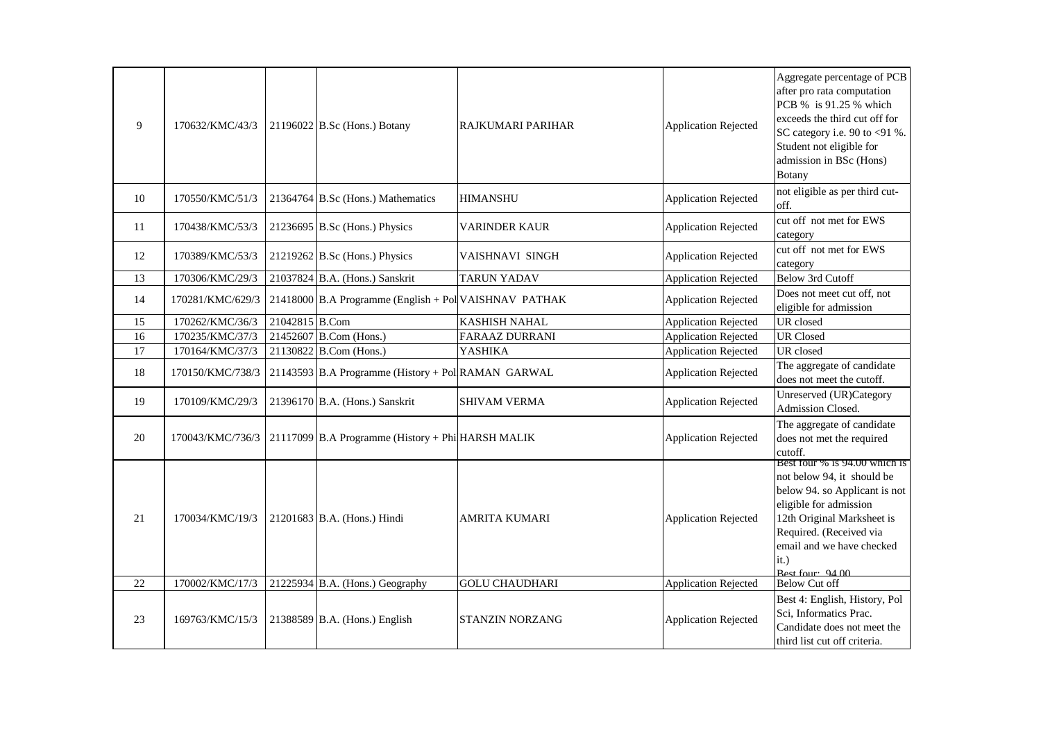| 9 | 170632/KMC/43/3 | 21196022 | B.Sc (Hons.) Botany | RAJKUMARI PARIHAR | Application Rejected | Aggregate percentage of PCB after pro rata computation PCB % is 91.25 % which exceeds the third cut off for SC category i.e. 90 to <91 %. Student not eligible for admission in BSc (Hons) Botany |
|---|---|---|---|---|---|---|
| 10 | 170550/KMC/51/3 | 21364764 | B.Sc (Hons.) Mathematics | HIMANSHU | Application Rejected | not eligible as per third cut-off. |
| 11 | 170438/KMC/53/3 | 21236695 | B.Sc (Hons.) Physics | VARINDER KAUR | Application Rejected | cut off not met for EWS category |
| 12 | 170389/KMC/53/3 | 21219262 | B.Sc (Hons.) Physics | VAISHNAVI SINGH | Application Rejected | cut off not met for EWS category |
| 13 | 170306/KMC/29/3 | 21037824 | B.A. (Hons.) Sanskrit | TARUN YADAV | Application Rejected | Below 3rd Cutoff |
| 14 | 170281/KMC/629/3 | 21418000 | B.A Programme (English + Pol | VAISHNAV PATHAK | Application Rejected | Does not meet cut off, not eligible for admission |
| 15 | 170262/KMC/36/3 | 21042815 | B.Com | KASHISH NAHAL | Application Rejected | UR closed |
| 16 | 170235/KMC/37/3 | 21452607 | B.Com (Hons.) | FARAAZ DURRANI | Application Rejected | UR Closed |
| 17 | 170164/KMC/37/3 | 21130822 | B.Com (Hons.) | YASHIKA | Application Rejected | UR closed |
| 18 | 170150/KMC/738/3 | 21143593 | B.A Programme (History + Pol | RAMAN GARWAL | Application Rejected | The aggregate of candidate does not meet the cutoff. |
| 19 | 170109/KMC/29/3 | 21396170 | B.A. (Hons.) Sanskrit | SHIVAM VERMA | Application Rejected | Unreserved (UR)Category Admission Closed. |
| 20 | 170043/KMC/736/3 | 21117099 | B.A Programme (History + Phi | HARSH MALIK | Application Rejected | The aggregate of candidate does not met the required cutoff. |
| 21 | 170034/KMC/19/3 | 21201683 | B.A. (Hons.) Hindi | AMRITA KUMARI | Application Rejected | Best four % is 94.00 which is not below 94, it should be below 94. so Applicant is not eligible for admission 12th Original Marksheet is Required. (Received via email and we have checked it.) Best four: 94.00 |
| 22 | 170002/KMC/17/3 | 21225934 | B.A. (Hons.) Geography | GOLU CHAUDHARI | Application Rejected | Below Cut off |
| 23 | 169763/KMC/15/3 | 21388589 | B.A. (Hons.) English | STANZIN NORZANG | Application Rejected | Best 4: English, History, Pol Sci, Informatics Prac. Candidate does not meet the third list cut off criteria. |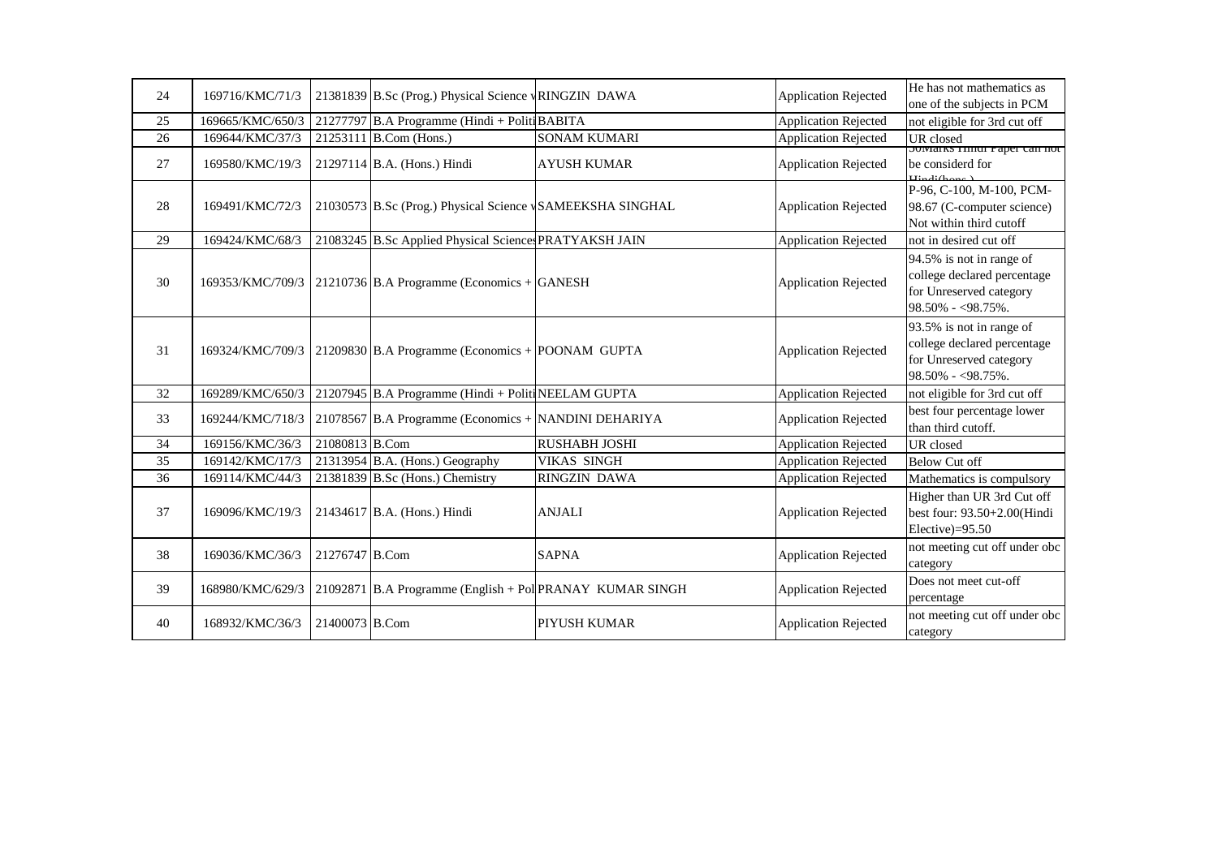| 24 | 169716/KMC/71/3 | 21381839 | B.Sc (Prog.) Physical Science v | RINGZIN DAWA | Application Rejected | He has not mathematics as one of the subjects in PCM |
|---|---|---|---|---|---|---|
| 25 | 169665/KMC/650/3 | 21277797 | B.A Programme (Hindi + Politi | BABITA | Application Rejected | not eligible for 3rd cut off |
| 26 | 169644/KMC/37/3 | 21253111 | B.Com (Hons.) | SONAM KUMARI | Application Rejected | UR closed |
| 27 | 169580/KMC/19/3 | 21297114 | B.A. (Hons.) Hindi | AYUSH KUMAR | Application Rejected | 50Marks Hindi Paper can not be considerd for Hindi(hons.) |
| 28 | 169491/KMC/72/3 | 21030573 | B.Sc (Prog.) Physical Science v | SAMEEKSHA SINGHAL | Application Rejected | P-96, C-100, M-100, PCM-98.67 (C-computer science) Not within third cutoff |
| 29 | 169424/KMC/68/3 | 21083245 | B.Sc Applied Physical Sciences | PRATYAKSH JAIN | Application Rejected | not in desired cut off |
| 30 | 169353/KMC/709/3 | 21210736 | B.A Programme (Economics + | GANESH | Application Rejected | 94.5% is not in range of college declared percentage for Unreserved category 98.50% - <98.75%. |
| 31 | 169324/KMC/709/3 | 21209830 | B.A Programme (Economics + | POONAM GUPTA | Application Rejected | 93.5% is not in range of college declared percentage for Unreserved category 98.50% - <98.75%. |
| 32 | 169289/KMC/650/3 | 21207945 | B.A Programme (Hindi + Politi | NEELAM GUPTA | Application Rejected | not eligible for 3rd cut off |
| 33 | 169244/KMC/718/3 | 21078567 | B.A Programme (Economics + | NANDINI DEHARIYA | Application Rejected | best four percentage lower than third cutoff. |
| 34 | 169156/KMC/36/3 | 21080813 | B.Com | RUSHABH JOSHI | Application Rejected | UR closed |
| 35 | 169142/KMC/17/3 | 21313954 | B.A. (Hons.) Geography | VIKAS SINGH | Application Rejected | Below Cut off |
| 36 | 169114/KMC/44/3 | 21381839 | B.Sc (Hons.) Chemistry | RINGZIN DAWA | Application Rejected | Mathematics is compulsory |
| 37 | 169096/KMC/19/3 | 21434617 | B.A. (Hons.) Hindi | ANJALI | Application Rejected | Higher than UR 3rd Cut off best four: 93.50+2.00(Hindi Elective)=95.50 |
| 38 | 169036/KMC/36/3 | 21276747 | B.Com | SAPNA | Application Rejected | not meeting cut off under obc category |
| 39 | 168980/KMC/629/3 | 21092871 | B.A Programme (English + Pol | PRANAY KUMAR SINGH | Application Rejected | Does not meet cut-off percentage |
| 40 | 168932/KMC/36/3 | 21400073 | B.Com | PIYUSH KUMAR | Application Rejected | not meeting cut off under obc category |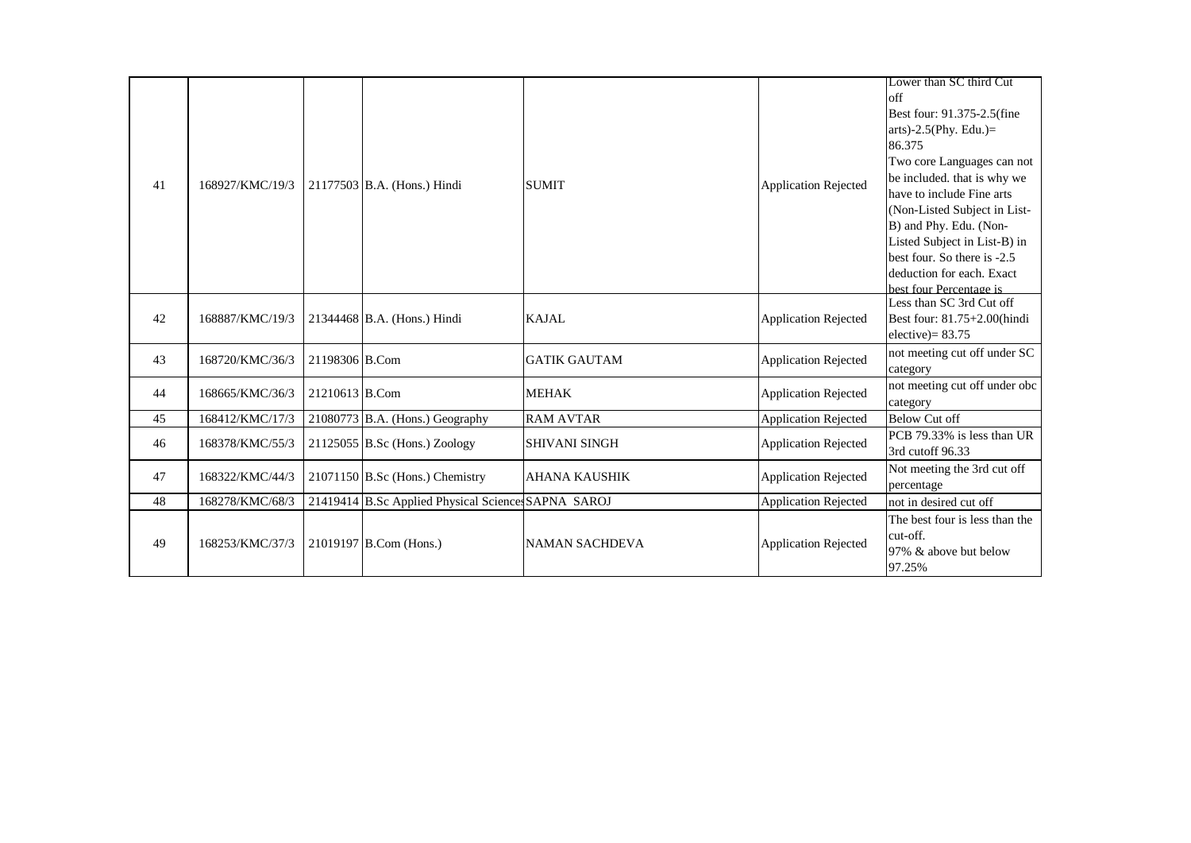| 41 | 168927/KMC/19/3 | 21177503 | B.A. (Hons.) Hindi | SUMIT | Application Rejected | Lower than SC third Cut off Best four: 91.375-2.5(fine arts)-2.5(Phy. Edu.)= 86.375 Two core Languages can not be included. that is why we have to include Fine arts (Non-Listed Subject in List-B) and Phy. Edu. (Non-Listed Subject in List-B) in best four. So there is -2.5 deduction for each. Exact best four Percentage is |
|---|---|---|---|---|---|---|
| 42 | 168887/KMC/19/3 | 21344468 | B.A. (Hons.) Hindi | KAJAL | Application Rejected | Less than SC 3rd Cut off Best four: 81.75+2.00(hindi elective)= 83.75 |
| 43 | 168720/KMC/36/3 | 21198306 | B.Com | GATIK GAUTAM | Application Rejected | not meeting cut off under SC category |
| 44 | 168665/KMC/36/3 | 21210613 | B.Com | MEHAK | Application Rejected | not meeting cut off under obc category |
| 45 | 168412/KMC/17/3 | 21080773 | B.A. (Hons.) Geography | RAM AVTAR | Application Rejected | Below Cut off |
| 46 | 168378/KMC/55/3 | 21125055 | B.Sc (Hons.) Zoology | SHIVANI SINGH | Application Rejected | PCB 79.33% is less than UR 3rd cutoff 96.33 |
| 47 | 168322/KMC/44/3 | 21071150 | B.Sc (Hons.) Chemistry | AHANA KAUSHIK | Application Rejected | Not meeting the 3rd cut off percentage |
| 48 | 168278/KMC/68/3 | 21419414 | B.Sc Applied Physical Sciences | SAPNA SAROJ | Application Rejected | not in desired cut off |
| 49 | 168253/KMC/37/3 | 21019197 | B.Com (Hons.) | NAMAN SACHDEVA | Application Rejected | The best four is less than the cut-off. 97% & above but below 97.25% |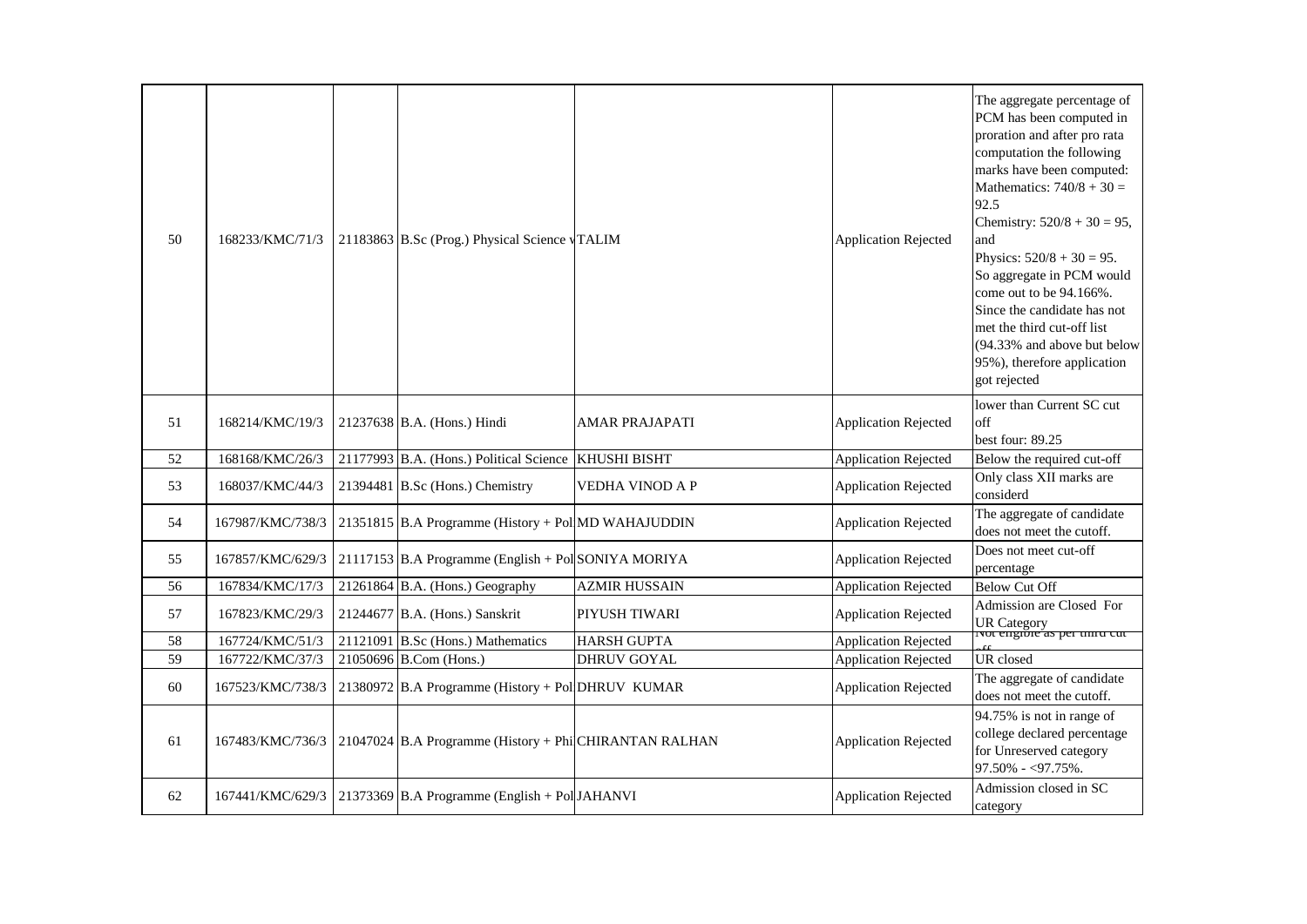| 50 | 168233/KMC/71/3 | 21183863 | B.Sc (Prog.) Physical Science v | TALIM | Application Rejected | The aggregate percentage of PCM has been computed in proration and after pro rata computation the following marks have been computed: Mathematics: 740/8 + 30 = 92.5 Chemistry: 520/8 + 30 = 95, and Physics: 520/8 + 30 = 95. So aggregate in PCM would come out to be 94.166%. Since the candidate has not met the third cut-off list (94.33% and above but below 95%), therefore application got rejected |
|---|---|---|---|---|---|---|
| 51 | 168214/KMC/19/3 | 21237638 | B.A. (Hons.) Hindi | AMAR PRAJAPATI | Application Rejected | lower than Current SC cut off best four: 89.25 |
| 52 | 168168/KMC/26/3 | 21177993 | B.A. (Hons.) Political Science | KHUSHI BISHT | Application Rejected | Below the required cut-off |
| 53 | 168037/KMC/44/3 | 21394481 | B.Sc (Hons.) Chemistry | VEDHA VINOD A P | Application Rejected | Only class XII marks are considerd |
| 54 | 167987/KMC/738/3 | 21351815 | B.A Programme (History + Pol | MD WAHAJUDDIN | Application Rejected | The aggregate of candidate does not meet the cutoff. |
| 55 | 167857/KMC/629/3 | 21117153 | B.A Programme (English + Pol | SONIYA MORIYA | Application Rejected | Does not meet cut-off percentage |
| 56 | 167834/KMC/17/3 | 21261864 | B.A. (Hons.) Geography | AZMIR HUSSAIN | Application Rejected | Below Cut Off |
| 57 | 167823/KMC/29/3 | 21244677 | B.A. (Hons.) Sanskrit | PIYUSH TIWARI | Application Rejected | Admission are Closed For UR Category |
| 58 | 167724/KMC/51/3 | 21121091 | B.Sc (Hons.) Mathematics | HARSH GUPTA | Application Rejected | Not eligible as per third cut off |
| 59 | 167722/KMC/37/3 | 21050696 | B.Com (Hons.) | DHRUV GOYAL | Application Rejected | UR closed |
| 60 | 167523/KMC/738/3 | 21380972 | B.A Programme (History + Pol | DHRUV KUMAR | Application Rejected | The aggregate of candidate does not meet the cutoff. |
| 61 | 167483/KMC/736/3 | 21047024 | B.A Programme (History + Phi | CHIRANTAN RALHAN | Application Rejected | 94.75% is not in range of college declared percentage for Unreserved category 97.50% - <97.75%. |
| 62 | 167441/KMC/629/3 | 21373369 | B.A Programme (English + Pol | JAHANVI | Application Rejected | Admission closed in SC category |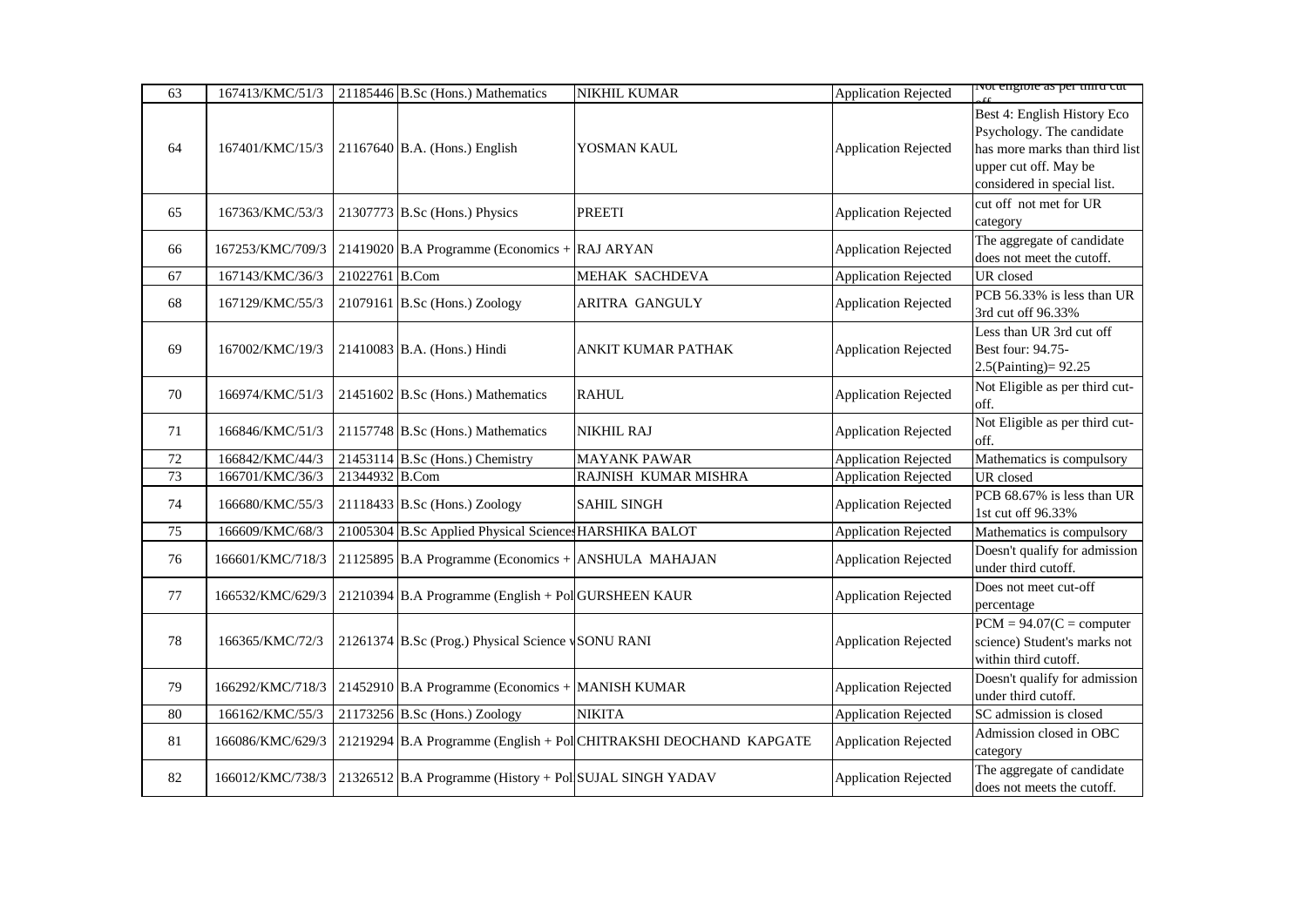| 63 | 167413/KMC/51/3 | 21185446 | B.Sc (Hons.) Mathematics | NIKHIL KUMAR | Application Rejected | Not eligible as per third cut off |
|---|---|---|---|---|---|---|
| 64 | 167401/KMC/15/3 | 21167640 | B.A. (Hons.) English | YOSMAN KAUL | Application Rejected | Best 4: English History Eco Psychology. The candidate has more marks than third list upper cut off. May be considered in special list. |
| 65 | 167363/KMC/53/3 | 21307773 | B.Sc (Hons.) Physics | PREETI | Application Rejected | cut off not met for UR category |
| 66 | 167253/KMC/709/3 | 21419020 | B.A Programme (Economics + | RAJ ARYAN | Application Rejected | The aggregate of candidate does not meet the cutoff. |
| 67 | 167143/KMC/36/3 | 21022761 | B.Com | MEHAK SACHDEVA | Application Rejected | UR closed |
| 68 | 167129/KMC/55/3 | 21079161 | B.Sc (Hons.) Zoology | ARITRA GANGULY | Application Rejected | PCB 56.33% is less than UR 3rd cut off 96.33% |
| 69 | 167002/KMC/19/3 | 21410083 | B.A. (Hons.) Hindi | ANKIT KUMAR PATHAK | Application Rejected | Less than UR 3rd cut off Best four: 94.75-2.5(Painting)= 92.25 |
| 70 | 166974/KMC/51/3 | 21451602 | B.Sc (Hons.) Mathematics | RAHUL | Application Rejected | Not Eligible as per third cut-off. |
| 71 | 166846/KMC/51/3 | 21157748 | B.Sc (Hons.) Mathematics | NIKHIL RAJ | Application Rejected | Not Eligible as per third cut-off. |
| 72 | 166842/KMC/44/3 | 21453114 | B.Sc (Hons.) Chemistry | MAYANK PAWAR | Application Rejected | Mathematics is compulsory |
| 73 | 166701/KMC/36/3 | 21344932 | B.Com | RAJNISH KUMAR MISHRA | Application Rejected | UR closed |
| 74 | 166680/KMC/55/3 | 21118433 | B.Sc (Hons.) Zoology | SAHIL SINGH | Application Rejected | PCB 68.67% is less than UR 1st cut off 96.33% |
| 75 | 166609/KMC/68/3 | 21005304 | B.Sc Applied Physical Sciences | HARSHIKA BALOT | Application Rejected | Mathematics is compulsory |
| 76 | 166601/KMC/718/3 | 21125895 | B.A Programme (Economics + | ANSHULA MAHAJAN | Application Rejected | Doesn't qualify for admission under third cutoff. |
| 77 | 166532/KMC/629/3 | 21210394 | B.A Programme (English + Pol | GURSHEEN KAUR | Application Rejected | Does not meet cut-off percentage |
| 78 | 166365/KMC/72/3 | 21261374 | B.Sc (Prog.) Physical Science v | SONU RANI | Application Rejected | PCM = 94.07(C = computer science) Student's marks not within third cutoff. |
| 79 | 166292/KMC/718/3 | 21452910 | B.A Programme (Economics + | MANISH KUMAR | Application Rejected | Doesn't qualify for admission under third cutoff. |
| 80 | 166162/KMC/55/3 | 21173256 | B.Sc (Hons.) Zoology | NIKITA | Application Rejected | SC admission is closed |
| 81 | 166086/KMC/629/3 | 21219294 | B.A Programme (English + Pol | CHITRAKSHI DEOCHAND KAPGATE | Application Rejected | Admission closed in OBC category |
| 82 | 166012/KMC/738/3 | 21326512 | B.A Programme (History + Pol | SUJAL SINGH YADAV | Application Rejected | The aggregate of candidate does not meets the cutoff. |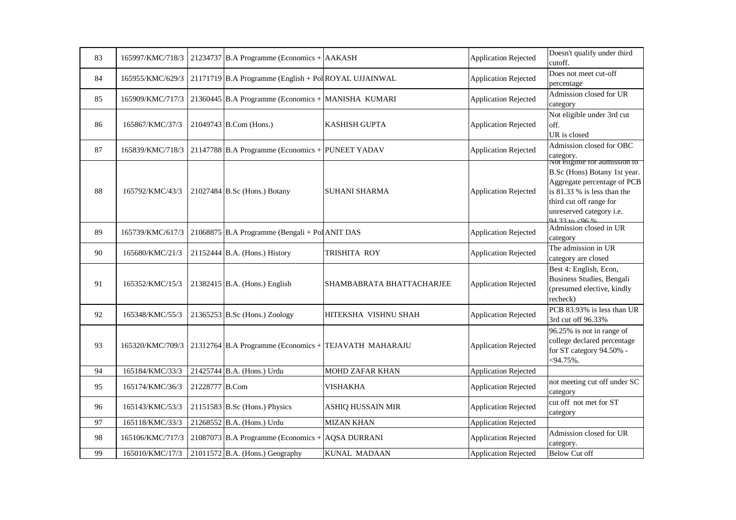| 83 | 165997/KMC/718/3 | 21234737 | B.A Programme (Economics + | AAKASH | Application Rejected | Doesn't qualify under third cutoff. |
|---|---|---|---|---|---|---|
| 84 | 165955/KMC/629/3 | 21171719 | B.A Programme (English + Pol | ROYAL UJJAINWAL | Application Rejected | Does not meet cut-off percentage |
| 85 | 165909/KMC/717/3 | 21360445 | B.A Programme (Economics + | MANISHA KUMARI | Application Rejected | Admission closed for UR category |
| 86 | 165867/KMC/37/3 | 21049743 | B.Com (Hons.) | KASHISH GUPTA | Application Rejected | Not eligible under 3rd cut off. UR is closed |
| 87 | 165839/KMC/718/3 | 21147788 | B.A Programme (Economics + | PUNEET YADAV | Application Rejected | Admission closed for OBC category. |
| 88 | 165792/KMC/43/3 | 21027484 | B.Sc (Hons.) Botany | SUHANI SHARMA | Application Rejected | Not eligible for admission to B.Sc (Hons) Botany 1st year. Aggregate percentage of PCB is 81.33 % is less than the third cut off range for unreserved category i.e. 94.33 to <96 % |
| 89 | 165739/KMC/617/3 | 21068875 | B.A Programme (Bengali + Pol | ANIT DAS | Application Rejected | Admission closed in UR category |
| 90 | 165680/KMC/21/3 | 21152444 | B.A. (Hons.) History | TRISHITA ROY | Application Rejected | The admission in UR category are closed |
| 91 | 165352/KMC/15/3 | 21382415 | B.A. (Hons.) English | SHAMBABRATA BHATTACHARJEE | Application Rejected | Best 4: English, Econ, Business Studies, Bengali (presumed elective, kindly recheck) |
| 92 | 165348/KMC/55/3 | 21365253 | B.Sc (Hons.) Zoology | HITEKSHA VISHNU SHAH | Application Rejected | PCB 83.93% is less than UR 3rd cut off 96.33% |
| 93 | 165320/KMC/709/3 | 21312764 | B.A Programme (Economics + | TEJAVATH MAHARAJU | Application Rejected | 96.25% is not in range of college declared percentage for ST category 94.50% - <94.75%. |
| 94 | 165184/KMC/33/3 | 21425744 | B.A. (Hons.) Urdu | MOHD ZAFAR KHAN | Application Rejected | |
| 95 | 165174/KMC/36/3 | 21228777 | B.Com | VISHAKHA | Application Rejected | not meeting cut off under SC category |
| 96 | 165143/KMC/53/3 | 21151583 | B.Sc (Hons.) Physics | ASHIQ HUSSAIN MIR | Application Rejected | cut off not met for ST category |
| 97 | 165118/KMC/33/3 | 21268552 | B.A. (Hons.) Urdu | MIZAN KHAN | Application Rejected | |
| 98 | 165106/KMC/717/3 | 21087073 | B.A Programme (Economics + | AQSA DURRANI | Application Rejected | Admission closed for UR category. |
| 99 | 165010/KMC/17/3 | 21011572 | B.A. (Hons.) Geography | KUNAL MADAAN | Application Rejected | Below Cut off |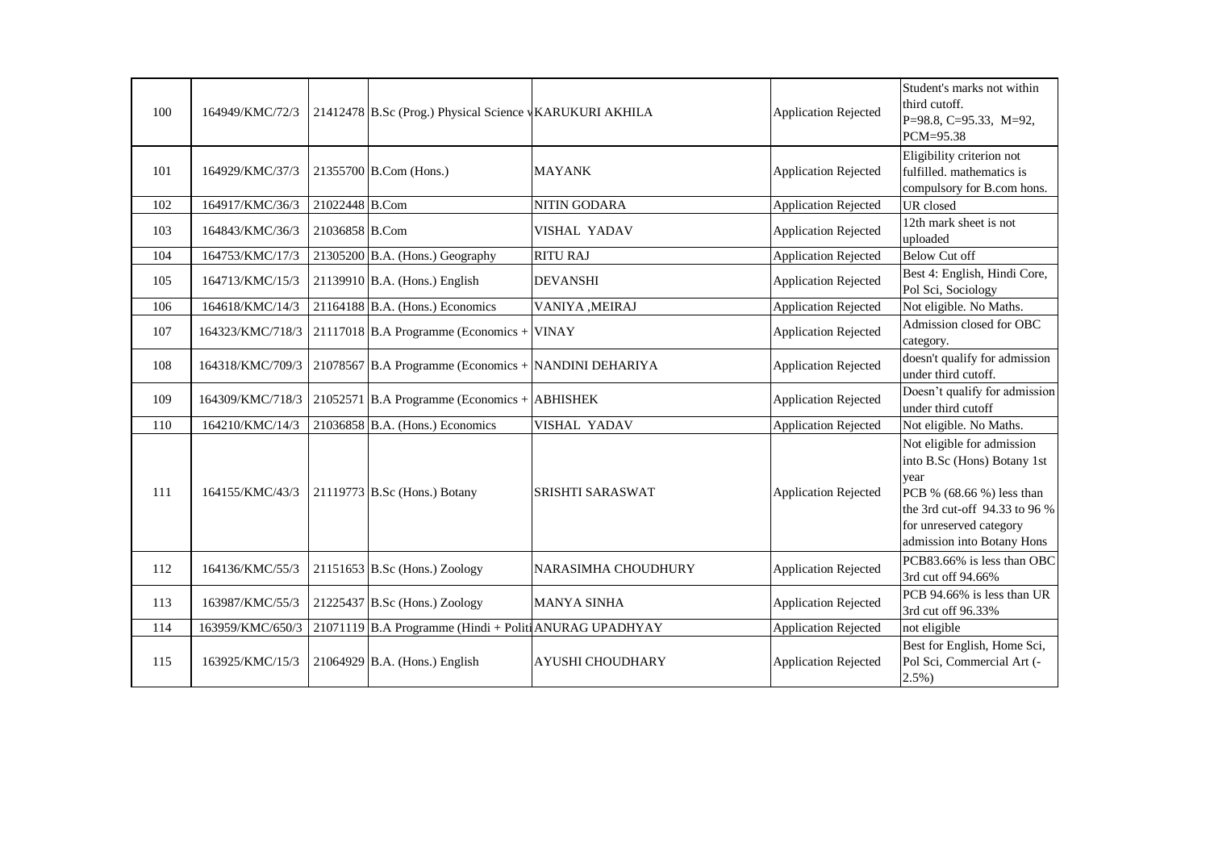| 100 | 164949/KMC/72/3 | 21412478 | B.Sc (Prog.) Physical Science v | KARUKURI AKHILA | Application Rejected | Student's marks not within third cutoff. P=98.8, C=95.33, M=92, PCM=95.38 |
|---|---|---|---|---|---|---|
| 101 | 164929/KMC/37/3 | 21355700 | B.Com (Hons.) | MAYANK | Application Rejected | Eligibility criterion not fulfilled. mathematics is compulsory for B.com hons. |
| 102 | 164917/KMC/36/3 | 21022448 | B.Com | NITIN GODARA | Application Rejected | UR closed |
| 103 | 164843/KMC/36/3 | 21036858 | B.Com | VISHAL YADAV | Application Rejected | 12th mark sheet is not uploaded |
| 104 | 164753/KMC/17/3 | 21305200 | B.A. (Hons.) Geography | RITU RAJ | Application Rejected | Below Cut off |
| 105 | 164713/KMC/15/3 | 21139910 | B.A. (Hons.) English | DEVANSHI | Application Rejected | Best 4: English, Hindi Core, Pol Sci, Sociology |
| 106 | 164618/KMC/14/3 | 21164188 | B.A. (Hons.) Economics | VANIYA ,MEIRAJ | Application Rejected | Not eligible. No Maths. |
| 107 | 164323/KMC/718/3 | 21117018 | B.A Programme (Economics + | VINAY | Application Rejected | Admission closed for OBC category. |
| 108 | 164318/KMC/709/3 | 21078567 | B.A Programme (Economics + | NANDINI DEHARIYA | Application Rejected | doesn't qualify for admission under third cutoff. |
| 109 | 164309/KMC/718/3 | 21052571 | B.A Programme (Economics + | ABHISHEK | Application Rejected | Doesn't qualify for admission under third cutoff |
| 110 | 164210/KMC/14/3 | 21036858 | B.A. (Hons.) Economics | VISHAL YADAV | Application Rejected | Not eligible. No Maths. |
| 111 | 164155/KMC/43/3 | 21119773 | B.Sc (Hons.) Botany | SRISHTI SARASWAT | Application Rejected | Not eligible for admission into B.Sc (Hons) Botany 1st year PCB % (68.66 %) less than the 3rd cut-off 94.33 to 96 % for unreserved category admission into Botany Hons |
| 112 | 164136/KMC/55/3 | 21151653 | B.Sc (Hons.) Zoology | NARASIMHA CHOUDHURY | Application Rejected | PCB83.66% is less than OBC 3rd cut off 94.66% |
| 113 | 163987/KMC/55/3 | 21225437 | B.Sc (Hons.) Zoology | MANYA SINHA | Application Rejected | PCB 94.66% is less than UR 3rd cut off 96.33% |
| 114 | 163959/KMC/650/3 | 21071119 | B.A Programme (Hindi + Politi | ANURAG UPADHYAY | Application Rejected | not eligible |
| 115 | 163925/KMC/15/3 | 21064929 | B.A. (Hons.) English | AYUSHI CHOUDHARY | Application Rejected | Best for English, Home Sci, Pol Sci, Commercial Art (-2.5%) |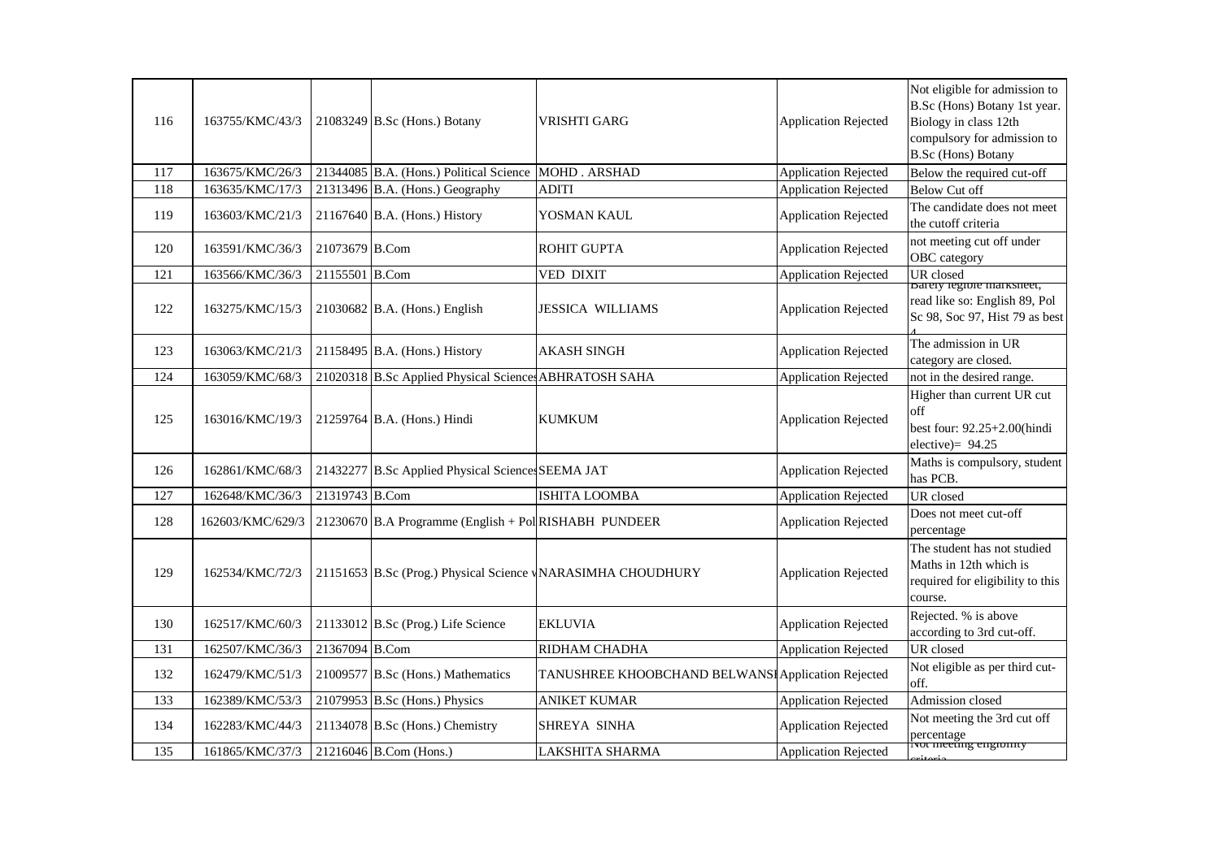| 116 | 163755/KMC/43/3 | 21083249 | B.Sc (Hons.) Botany | VRISHTI GARG | Application Rejected | Not eligible for admission to B.Sc (Hons) Botany 1st year. Biology in class 12th compulsory for admission to B.Sc (Hons) Botany |
|---|---|---|---|---|---|---|
| 117 | 163675/KMC/26/3 | 21344085 | B.A. (Hons.) Political Science | MOHD . ARSHAD | Application Rejected | Below the required cut-off |
| 118 | 163635/KMC/17/3 | 21313496 | B.A. (Hons.) Geography | ADITI | Application Rejected | Below Cut off |
| 119 | 163603/KMC/21/3 | 21167640 | B.A. (Hons.) History | YOSMAN KAUL | Application Rejected | The candidate does not meet the cutoff criteria |
| 120 | 163591/KMC/36/3 | 21073679 | B.Com | ROHIT GUPTA | Application Rejected | not meeting cut off under OBC category |
| 121 | 163566/KMC/36/3 | 21155501 | B.Com | VED DIXIT | Application Rejected | UR closed |
| 122 | 163275/KMC/15/3 | 21030682 | B.A. (Hons.) English | JESSICA WILLIAMS | Application Rejected | Barely legible marksheet, read like so: English 89, Pol Sc 98, Soc 97, Hist 79 as best 4 |
| 123 | 163063/KMC/21/3 | 21158495 | B.A. (Hons.) History | AKASH SINGH | Application Rejected | The admission in UR category are closed. |
| 124 | 163059/KMC/68/3 | 21020318 | B.Sc Applied Physical Sciences | ABHRATOSH SAHA | Application Rejected | not in the desired range. |
| 125 | 163016/KMC/19/3 | 21259764 | B.A. (Hons.) Hindi | KUMKUM | Application Rejected | Higher than current UR cut off best four: 92.25+2.00(hindi elective)= 94.25 |
| 126 | 162861/KMC/68/3 | 21432277 | B.Sc Applied Physical Sciences | SEEMA JAT | Application Rejected | Maths is compulsory, student has PCB. |
| 127 | 162648/KMC/36/3 | 21319743 | B.Com | ISHITA LOOMBA | Application Rejected | UR closed |
| 128 | 162603/KMC/629/3 | 21230670 | B.A Programme (English + Pol | RISHABH PUNDEER | Application Rejected | Does not meet cut-off percentage |
| 129 | 162534/KMC/72/3 | 21151653 | B.Sc (Prog.) Physical Science v | NARASIMHA CHOUDHURY | Application Rejected | The student has not studied Maths in 12th which is required for eligibility to this course. |
| 130 | 162517/KMC/60/3 | 21133012 | B.Sc (Prog.) Life Science | EKLUVIA | Application Rejected | Rejected. % is above according to 3rd cut-off. |
| 131 | 162507/KMC/36/3 | 21367094 | B.Com | RIDHAM CHADHA | Application Rejected | UR closed |
| 132 | 162479/KMC/51/3 | 21009577 | B.Sc (Hons.) Mathematics | TANUSHREE KHOOBCHAND BELWANSI | Application Rejected | Not eligible as per third cut-off. |
| 133 | 162389/KMC/53/3 | 21079953 | B.Sc (Hons.) Physics | ANIKET KUMAR | Application Rejected | Admission closed |
| 134 | 162283/KMC/44/3 | 21134078 | B.Sc (Hons.) Chemistry | SHREYA SINHA | Application Rejected | Not meeting the 3rd cut off percentage |
| 135 | 161865/KMC/37/3 | 21216046 | B.Com (Hons.) | LAKSHITA SHARMA | Application Rejected | Not meeting eligibility criteria |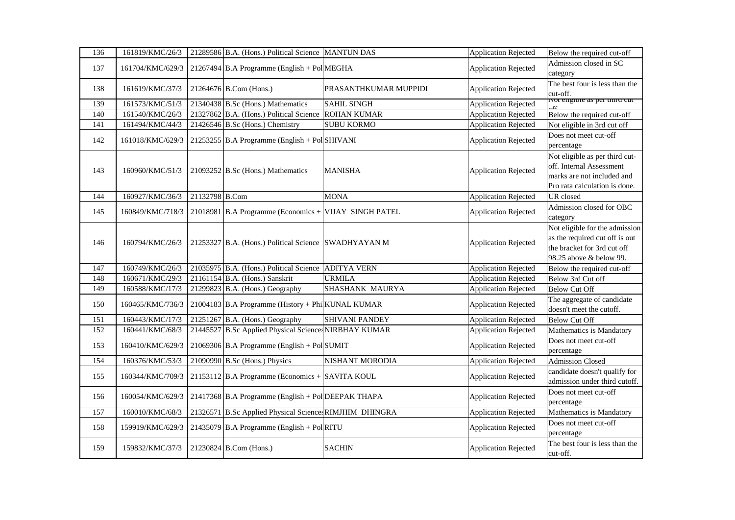| 136 | 161819/KMC/26/3 | 21289586 | B.A. (Hons.) Political Science | MANTUN DAS | Application Rejected | Below the required cut-off |
|---|---|---|---|---|---|---|
| 137 | 161704/KMC/629/3 | 21267494 | B.A Programme (English + Pol | MEGHA | Application Rejected | Admission closed in SC category |
| 138 | 161619/KMC/37/3 | 21264676 | B.Com (Hons.) | PRASANTHKUMAR MUPPIDI | Application Rejected | The best four is less than the cut-off. |
| 139 | 161573/KMC/51/3 | 21340438 | B.Sc (Hons.) Mathematics | SAHIL SINGH | Application Rejected | Not eligible as per third cut off |
| 140 | 161540/KMC/26/3 | 21327862 | B.A. (Hons.) Political Science | ROHAN KUMAR | Application Rejected | Below the required cut-off |
| 141 | 161494/KMC/44/3 | 21426546 | B.Sc (Hons.) Chemistry | SUBU KORMO | Application Rejected | Not eligible in 3rd cut off |
| 142 | 161018/KMC/629/3 | 21253255 | B.A Programme (English + Pol | SHIVANI | Application Rejected | Does not meet cut-off percentage |
| 143 | 160960/KMC/51/3 | 21093252 | B.Sc (Hons.) Mathematics | MANISHA | Application Rejected | Not eligible as per third cut-off. Internal Assessment marks are not included and Pro rata calculation is done. |
| 144 | 160927/KMC/36/3 | 21132798 | B.Com | MONA | Application Rejected | UR closed |
| 145 | 160849/KMC/718/3 | 21018981 | B.A Programme (Economics + | VIJAY SINGH PATEL | Application Rejected | Admission closed for OBC category |
| 146 | 160794/KMC/26/3 | 21253327 | B.A. (Hons.) Political Science | SWADHYAYAN M | Application Rejected | Not eligible for the admission as the required cut off is out the bracket for 3rd cut off 98.25 above & below 99. |
| 147 | 160749/KMC/26/3 | 21035975 | B.A. (Hons.) Political Science | ADITYA VERN | Application Rejected | Below the required cut-off |
| 148 | 160671/KMC/29/3 | 21161154 | B.A. (Hons.) Sanskrit | URMILA | Application Rejected | Below 3rd Cut off |
| 149 | 160588/KMC/17/3 | 21299823 | B.A. (Hons.) Geography | SHASHANK MAURYA | Application Rejected | Below Cut Off |
| 150 | 160465/KMC/736/3 | 21004183 | B.A Programme (History + Phi | KUNAL KUMAR | Application Rejected | The aggregate of candidate doesn't meet the cutoff. |
| 151 | 160443/KMC/17/3 | 21251267 | B.A. (Hons.) Geography | SHIVANI PANDEY | Application Rejected | Below Cut Off |
| 152 | 160441/KMC/68/3 | 21445527 | B.Sc Applied Physical Sciences | NIRBHAY KUMAR | Application Rejected | Mathematics is Mandatory |
| 153 | 160410/KMC/629/3 | 21069306 | B.A Programme (English + Pol | SUMIT | Application Rejected | Does not meet cut-off percentage |
| 154 | 160376/KMC/53/3 | 21090990 | B.Sc (Hons.) Physics | NISHANT MORODIA | Application Rejected | Admission Closed |
| 155 | 160344/KMC/709/3 | 21153112 | B.A Programme (Economics + | SAVITA KOUL | Application Rejected | candidate doesn't qualify for admission under third cutoff. |
| 156 | 160054/KMC/629/3 | 21417368 | B.A Programme (English + Pol | DEEPAK THAPA | Application Rejected | Does not meet cut-off percentage |
| 157 | 160010/KMC/68/3 | 21326571 | B.Sc Applied Physical Sciences | RIMJHIM DHINGRA | Application Rejected | Mathematics is Mandatory |
| 158 | 159919/KMC/629/3 | 21435079 | B.A Programme (English + Pol | RITU | Application Rejected | Does not meet cut-off percentage |
| 159 | 159832/KMC/37/3 | 21230824 | B.Com (Hons.) | SACHIN | Application Rejected | The best four is less than the cut-off. |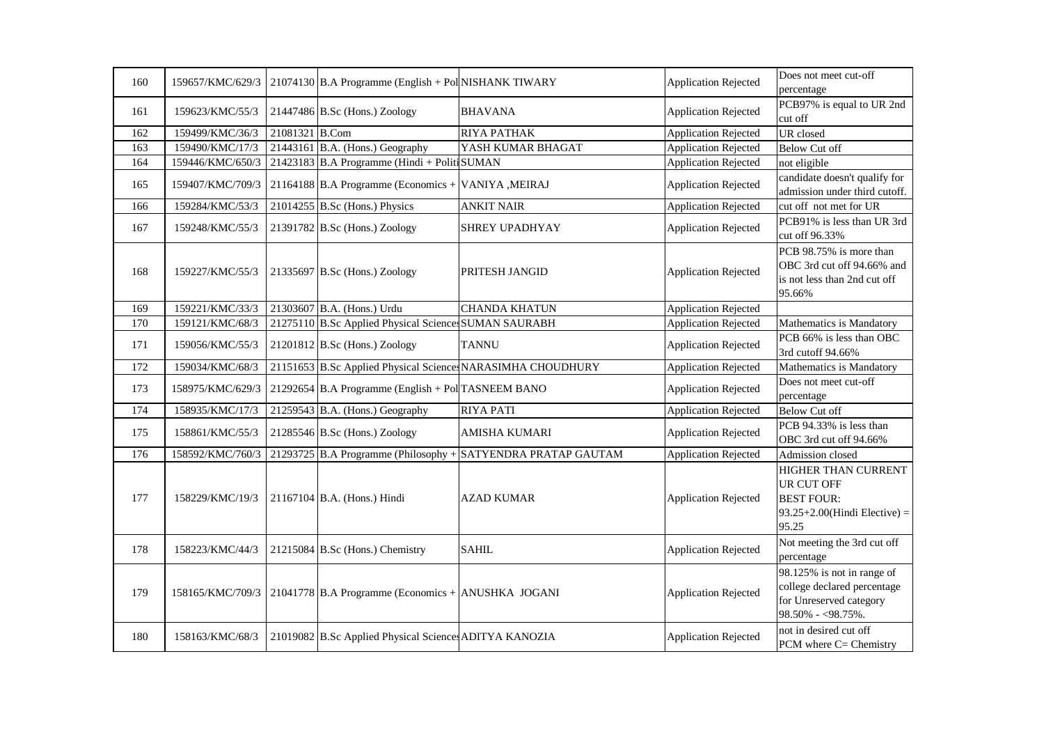| 160 | 159657/KMC/629/3 | 21074130 | B.A Programme (English + Pol | NISHANK TIWARY | Application Rejected | Does not meet cut-off percentage |
|---|---|---|---|---|---|---|
| 161 | 159623/KMC/55/3 | 21447486 | B.Sc (Hons.) Zoology | BHAVANA | Application Rejected | PCB97% is equal to UR 2nd cut off |
| 162 | 159499/KMC/36/3 | 21081321 | B.Com | RIYA PATHAK | Application Rejected | UR closed |
| 163 | 159490/KMC/17/3 | 21443161 | B.A. (Hons.) Geography | YASH KUMAR BHAGAT | Application Rejected | Below Cut off |
| 164 | 159446/KMC/650/3 | 21423183 | B.A Programme (Hindi + Politi | SUMAN | Application Rejected | not eligible |
| 165 | 159407/KMC/709/3 | 21164188 | B.A Programme (Economics + | VANIYA ,MEIRAJ | Application Rejected | candidate doesn't qualify for admission under third cutoff. |
| 166 | 159284/KMC/53/3 | 21014255 | B.Sc (Hons.) Physics | ANKIT NAIR | Application Rejected | cut off not met for UR |
| 167 | 159248/KMC/55/3 | 21391782 | B.Sc (Hons.) Zoology | SHREY UPADHYAY | Application Rejected | PCB91% is less than UR 3rd cut off 96.33% |
| 168 | 159227/KMC/55/3 | 21335697 | B.Sc (Hons.) Zoology | PRITESH JANGID | Application Rejected | PCB 98.75% is more than OBC 3rd cut off 94.66% and is not less than 2nd cut off 95.66% |
| 169 | 159221/KMC/33/3 | 21303607 | B.A. (Hons.) Urdu | CHANDA KHATUN | Application Rejected | |
| 170 | 159121/KMC/68/3 | 21275110 | B.Sc Applied Physical Science | SUMAN SAURABH | Application Rejected | Mathematics is Mandatory |
| 171 | 159056/KMC/55/3 | 21201812 | B.Sc (Hons.) Zoology | TANNU | Application Rejected | PCB 66% is less than OBC 3rd cutoff 94.66% |
| 172 | 159034/KMC/68/3 | 21151653 | B.Sc Applied Physical Science | NARASIMHA CHOUDHURY | Application Rejected | Mathematics is Mandatory |
| 173 | 158975/KMC/629/3 | 21292654 | B.A Programme (English + Pol | TASNEEM BANO | Application Rejected | Does not meet cut-off percentage |
| 174 | 158935/KMC/17/3 | 21259543 | B.A. (Hons.) Geography | RIYA PATI | Application Rejected | Below Cut off |
| 175 | 158861/KMC/55/3 | 21285546 | B.Sc (Hons.) Zoology | AMISHA KUMARI | Application Rejected | PCB 94.33% is less than OBC 3rd cut off 94.66% |
| 176 | 158592/KMC/760/3 | 21293725 | B.A Programme (Philosophy + | SATYENDRA PRATAP GAUTAM | Application Rejected | Admission closed |
| 177 | 158229/KMC/19/3 | 21167104 | B.A. (Hons.) Hindi | AZAD KUMAR | Application Rejected | HIGHER THAN CURRENT UR CUT OFF BEST FOUR: 93.25+2.00(Hindi Elective) = 95.25 |
| 178 | 158223/KMC/44/3 | 21215084 | B.Sc (Hons.) Chemistry | SAHIL | Application Rejected | Not meeting the 3rd cut off percentage |
| 179 | 158165/KMC/709/3 | 21041778 | B.A Programme (Economics + | ANUSHKA JOGANI | Application Rejected | 98.125% is not in range of college declared percentage for Unreserved category 98.50% - <98.75%. |
| 180 | 158163/KMC/68/3 | 21019082 | B.Sc Applied Physical Science | ADITYA KANOZIA | Application Rejected | not in desired cut off PCM where C= Chemistry |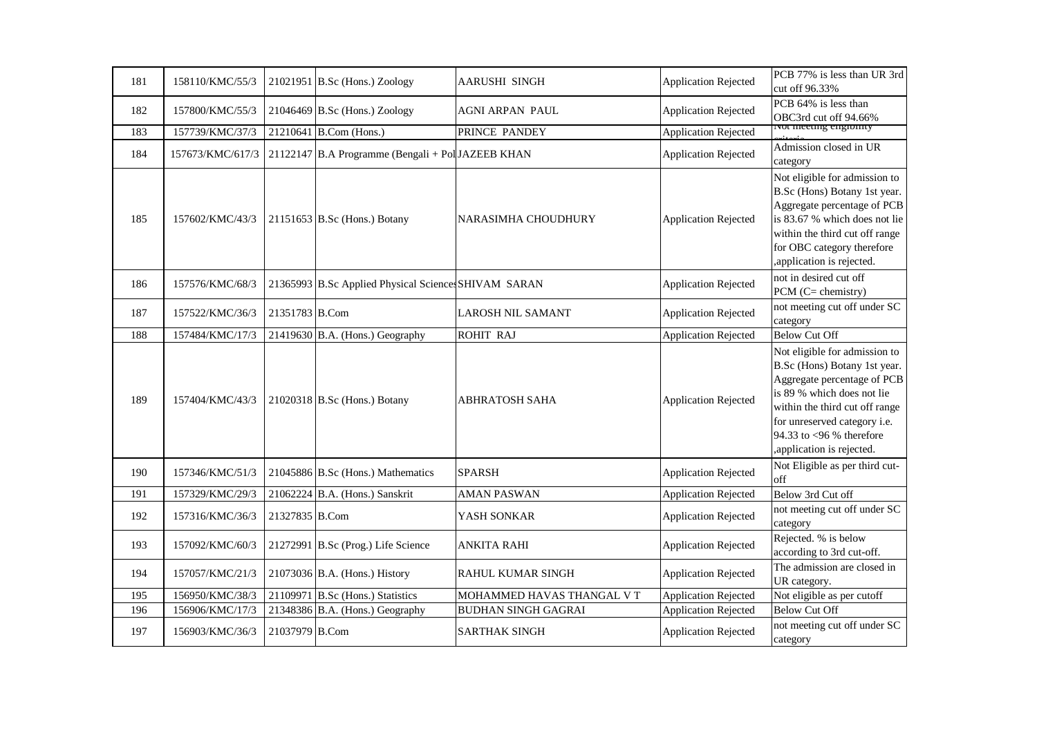| 181 | 158110/KMC/55/3 | 21021951 | B.Sc (Hons.) Zoology | AARUSHI SINGH | Application Rejected | PCB 77% is less than UR 3rd cut off 96.33% |
|---|---|---|---|---|---|---|
| 182 | 157800/KMC/55/3 | 21046469 | B.Sc (Hons.) Zoology | AGNI ARPAN PAUL | Application Rejected | PCB 64% is less than OBC3rd cut off 94.66% |
| 183 | 157739/KMC/37/3 | 21210641 | B.Com (Hons.) | PRINCE PANDEY | Application Rejected | Not meeting eligibility criteria |
| 184 | 157673/KMC/617/3 | 21122147 | B.A Programme (Bengali + Pol | JAZEEB KHAN | Application Rejected | Admission closed in UR category |
| 185 | 157602/KMC/43/3 | 21151653 | B.Sc (Hons.) Botany | NARASIMHA CHOUDHURY | Application Rejected | Not eligible for admission to B.Sc (Hons) Botany 1st year. Aggregate percentage of PCB is 83.67 % which does not lie within the third cut off range for OBC category therefore ,application is rejected. |
| 186 | 157576/KMC/68/3 | 21365993 | B.Sc Applied Physical Sciences | SHIVAM SARAN | Application Rejected | not in desired cut off PCM (C= chemistry) |
| 187 | 157522/KMC/36/3 | 21351783 | B.Com | LAROSH NIL SAMANT | Application Rejected | not meeting cut off under SC category |
| 188 | 157484/KMC/17/3 | 21419630 | B.A. (Hons.) Geography | ROHIT RAJ | Application Rejected | Below Cut Off |
| 189 | 157404/KMC/43/3 | 21020318 | B.Sc (Hons.) Botany | ABHRATOSH SAHA | Application Rejected | Not eligible for admission to B.Sc (Hons) Botany 1st year. Aggregate percentage of PCB is 89 % which does not lie within the third cut off range for unreserved category i.e. 94.33 to <96 % therefore ,application is rejected. |
| 190 | 157346/KMC/51/3 | 21045886 | B.Sc (Hons.) Mathematics | SPARSH | Application Rejected | Not Eligible as per third cut-off |
| 191 | 157329/KMC/29/3 | 21062224 | B.A. (Hons.) Sanskrit | AMAN PASWAN | Application Rejected | Below 3rd Cut off |
| 192 | 157316/KMC/36/3 | 21327835 | B.Com | YASH SONKAR | Application Rejected | not meeting cut off under SC category |
| 193 | 157092/KMC/60/3 | 21272991 | B.Sc (Prog.) Life Science | ANKITA RAHI | Application Rejected | Rejected. % is below according to 3rd cut-off. |
| 194 | 157057/KMC/21/3 | 21073036 | B.A. (Hons.) History | RAHUL KUMAR SINGH | Application Rejected | The admission are closed in UR category. |
| 195 | 156950/KMC/38/3 | 21109971 | B.Sc (Hons.) Statistics | MOHAMMED HAVAS THANGAL V T | Application Rejected | Not eligible as per cutoff |
| 196 | 156906/KMC/17/3 | 21348386 | B.A. (Hons.) Geography | BUDHAN SINGH GAGRAI | Application Rejected | Below Cut Off |
| 197 | 156903/KMC/36/3 | 21037979 | B.Com | SARTHAK SINGH | Application Rejected | not meeting cut off under SC category |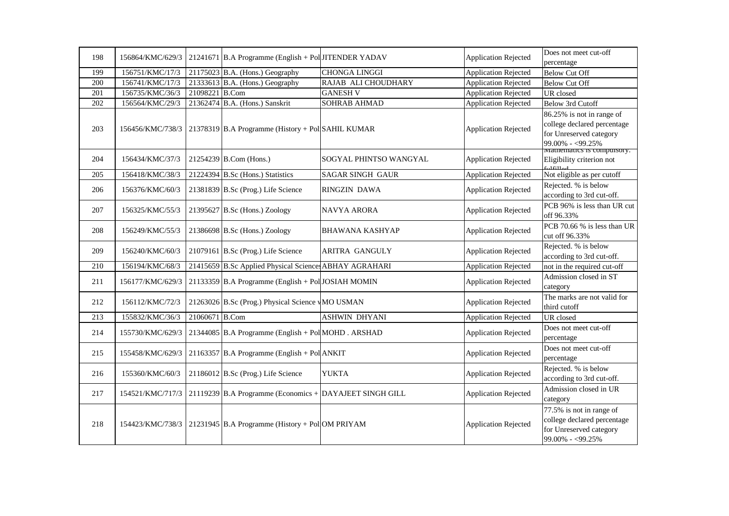| 198 | 156864/KMC/629/3 | 21241671 | B.A Programme (English + Pol | JITENDER YADAV | Application Rejected | Does not meet cut-off percentage |
|---|---|---|---|---|---|---|
| 199 | 156751/KMC/17/3 | 21175023 | B.A. (Hons.) Geography | CHONGA LINGGI | Application Rejected | Below Cut Off |
| 200 | 156741/KMC/17/3 | 21333613 | B.A. (Hons.) Geography | RAJAB ALI CHOUDHARY | Application Rejected | Below Cut Off |
| 201 | 156735/KMC/36/3 | 21098221 | B.Com | GANESH V | Application Rejected | UR closed |
| 202 | 156564/KMC/29/3 | 21362474 | B.A. (Hons.) Sanskrit | SOHRAB AHMAD | Application Rejected | Below 3rd Cutoff |
| 203 | 156456/KMC/738/3 | 21378319 | B.A Programme (History + Pol | SAHIL KUMAR | Application Rejected | 86.25% is not in range of college declared percentage for Unreserved category 99.00% - <99.25% |
| 204 | 156434/KMC/37/3 | 21254239 | B.Com (Hons.) | SOGYAL PHINTSO WANGYAL | Application Rejected | Mathematics is compulsory. Eligibility criterion not fulfilled |
| 205 | 156418/KMC/38/3 | 21224394 | B.Sc (Hons.) Statistics | SAGAR SINGH GAUR | Application Rejected | Not eligible as per cutoff |
| 206 | 156376/KMC/60/3 | 21381839 | B.Sc (Prog.) Life Science | RINGZIN DAWA | Application Rejected | Rejected. % is below according to 3rd cut-off. |
| 207 | 156325/KMC/55/3 | 21395627 | B.Sc (Hons.) Zoology | NAVYA ARORA | Application Rejected | PCB 96% is less than UR cut off 96.33% |
| 208 | 156249/KMC/55/3 | 21386698 | B.Sc (Hons.) Zoology | BHAWANA KASHYAP | Application Rejected | PCB 70.66 % is less than UR cut off 96.33% |
| 209 | 156240/KMC/60/3 | 21079161 | B.Sc (Prog.) Life Science | ARITRA GANGULY | Application Rejected | Rejected. % is below according to 3rd cut-off. |
| 210 | 156194/KMC/68/3 | 21415659 | B.Sc Applied Physical Science | ABHAY AGRAHARI | Application Rejected | not in the required cut-off |
| 211 | 156177/KMC/629/3 | 21133359 | B.A Programme (English + Pol | JOSIAH MOMIN | Application Rejected | Admission closed in ST category |
| 212 | 156112/KMC/72/3 | 21263026 | B.Sc (Prog.) Physical Science w | MO USMAN | Application Rejected | The marks are not valid for third cutoff |
| 213 | 155832/KMC/36/3 | 21060671 | B.Com | ASHWIN DHYANI | Application Rejected | UR closed |
| 214 | 155730/KMC/629/3 | 21344085 | B.A Programme (English + Pol | MOHD . ARSHAD | Application Rejected | Does not meet cut-off percentage |
| 215 | 155458/KMC/629/3 | 21163357 | B.A Programme (English + Pol | ANKIT | Application Rejected | Does not meet cut-off percentage |
| 216 | 155360/KMC/60/3 | 21186012 | B.Sc (Prog.) Life Science | YUKTA | Application Rejected | Rejected. % is below according to 3rd cut-off. |
| 217 | 154521/KMC/717/3 | 21119239 | B.A Programme (Economics + | DAYAJEET SINGH GILL | Application Rejected | Admission closed in UR category |
| 218 | 154423/KMC/738/3 | 21231945 | B.A Programme (History + Pol | OM PRIYAM | Application Rejected | 77.5% is not in range of college declared percentage for Unreserved category 99.00% - <99.25% |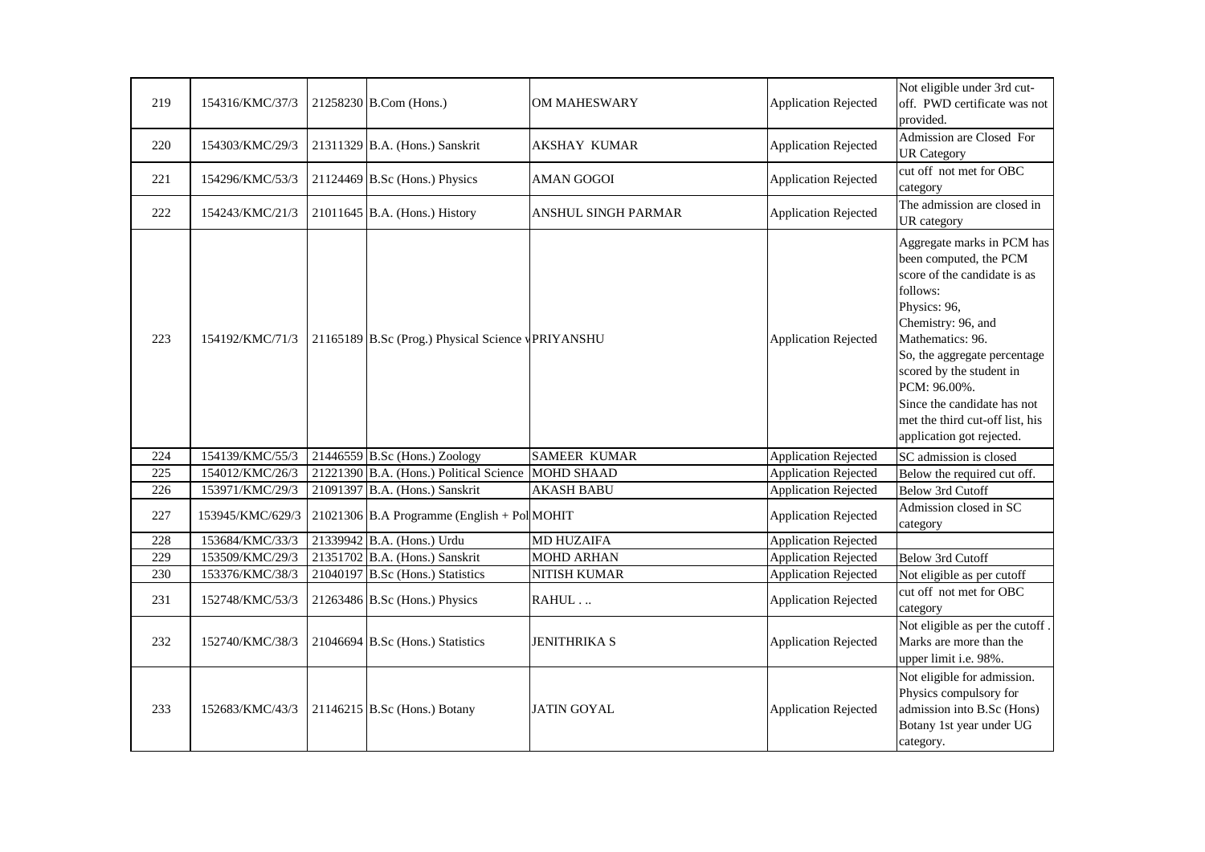| 219 | 154316/KMC/37/3 | 21258230 | B.Com (Hons.) | OM MAHESWARY | Application Rejected | Not eligible under 3rd cut-off. PWD certificate was not provided. |
|---|---|---|---|---|---|---|
| 220 | 154303/KMC/29/3 | 21311329 | B.A. (Hons.) Sanskrit | AKSHAY KUMAR | Application Rejected | Admission are Closed For UR Category |
| 221 | 154296/KMC/53/3 | 21124469 | B.Sc (Hons.) Physics | AMAN GOGOI | Application Rejected | cut off not met for OBC category |
| 222 | 154243/KMC/21/3 | 21011645 | B.A. (Hons.) History | ANSHUL SINGH PARMAR | Application Rejected | The admission are closed in UR category |
| 223 | 154192/KMC/71/3 | 21165189 | B.Sc (Prog.) Physical Science v | PRIYANSHU | Application Rejected | Aggregate marks in PCM has been computed, the PCM score of the candidate is as follows: Physics: 96, Chemistry: 96, and Mathematics: 96. So, the aggregate percentage scored by the student in PCM: 96.00%. Since the candidate has not met the third cut-off list, his application got rejected. |
| 224 | 154139/KMC/55/3 | 21446559 | B.Sc (Hons.) Zoology | SAMEER KUMAR | Application Rejected | SC admission is closed |
| 225 | 154012/KMC/26/3 | 21221390 | B.A. (Hons.) Political Science | MOHD SHAAD | Application Rejected | Below the required cut off. |
| 226 | 153971/KMC/29/3 | 21091397 | B.A. (Hons.) Sanskrit | AKASH BABU | Application Rejected | Below 3rd Cutoff |
| 227 | 153945/KMC/629/3 | 21021306 | B.A Programme (English + Pol | MOHIT | Application Rejected | Admission closed in SC category |
| 228 | 153684/KMC/33/3 | 21339942 | B.A. (Hons.) Urdu | MD HUZAIFA | Application Rejected | |
| 229 | 153509/KMC/29/3 | 21351702 | B.A. (Hons.) Sanskrit | MOHD ARHAN | Application Rejected | Below 3rd Cutoff |
| 230 | 153376/KMC/38/3 | 21040197 | B.Sc (Hons.) Statistics | NITISH KUMAR | Application Rejected | Not eligible as per cutoff |
| 231 | 152748/KMC/53/3 | 21263486 | B.Sc (Hons.) Physics | RAHUL . .. | Application Rejected | cut off not met for OBC category |
| 232 | 152740/KMC/38/3 | 21046694 | B.Sc (Hons.) Statistics | JENITHRIKA S | Application Rejected | Not eligible as per the cutoff . Marks are more than the upper limit i.e. 98%. |
| 233 | 152683/KMC/43/3 | 21146215 | B.Sc (Hons.) Botany | JATIN GOYAL | Application Rejected | Not eligible for admission. Physics compulsory for admission into B.Sc (Hons) Botany 1st year under UG category. |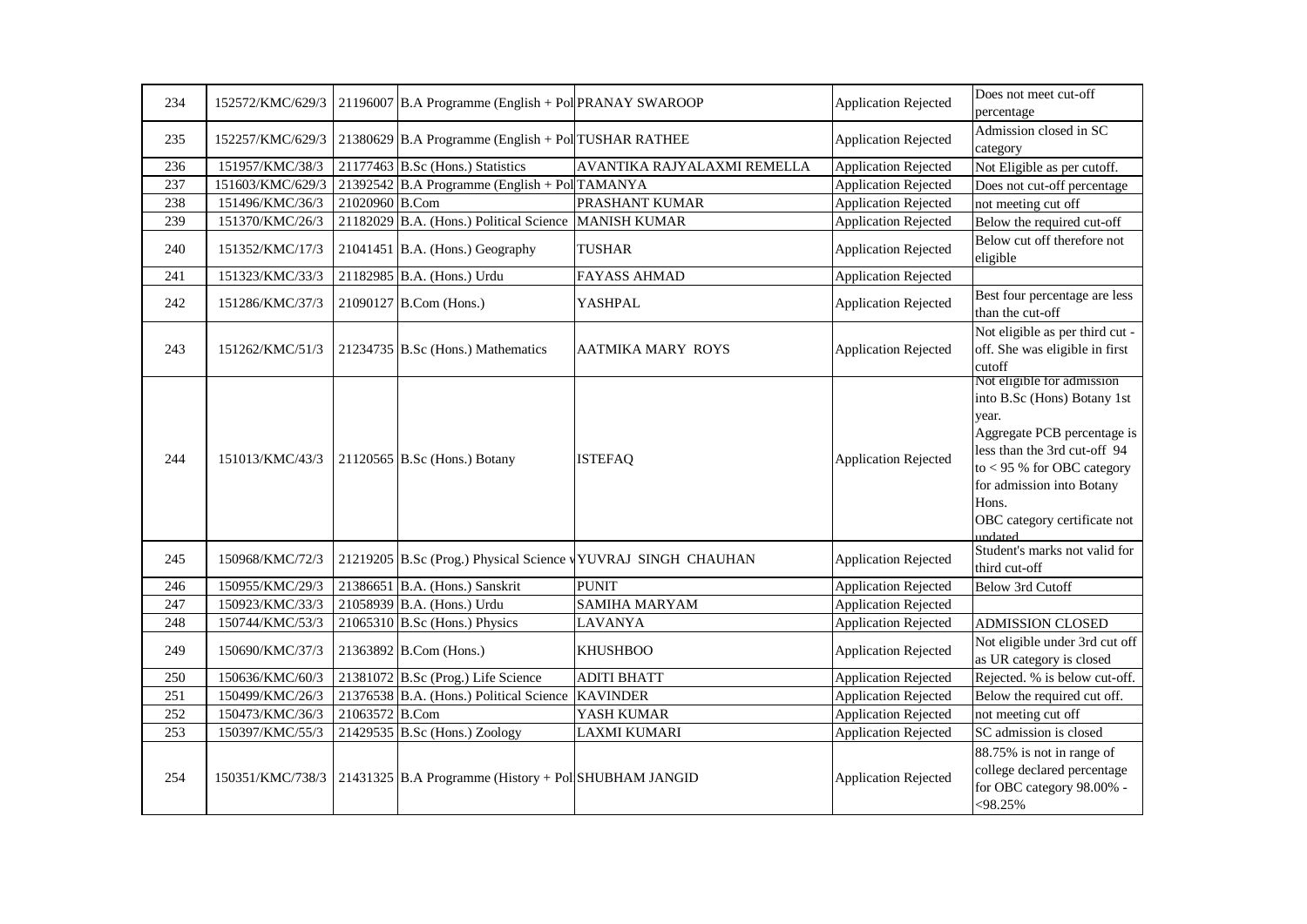| 234 | 152572/KMC/629/3 | 21196007 | B.A Programme (English + Pol | PRANAY SWAROOP | Application Rejected | Does not meet cut-off percentage |
|---|---|---|---|---|---|---|
| 235 | 152257/KMC/629/3 | 21380629 | B.A Programme (English + Pol | TUSHAR RATHEE | Application Rejected | Admission closed in SC category |
| 236 | 151957/KMC/38/3 | 21177463 | B.Sc (Hons.) Statistics | AVANTIKA RAJYALAXMI REMELLA | Application Rejected | Not Eligible as per cutoff. |
| 237 | 151603/KMC/629/3 | 21392542 | B.A Programme (English + Pol | TAMANYA | Application Rejected | Does not cut-off percentage |
| 238 | 151496/KMC/36/3 | 21020960 | B.Com | PRASHANT KUMAR | Application Rejected | not meeting cut off |
| 239 | 151370/KMC/26/3 | 21182029 | B.A. (Hons.) Political Science | MANISH KUMAR | Application Rejected | Below the required cut-off |
| 240 | 151352/KMC/17/3 | 21041451 | B.A. (Hons.) Geography | TUSHAR | Application Rejected | Below cut off therefore not eligible |
| 241 | 151323/KMC/33/3 | 21182985 | B.A. (Hons.) Urdu | FAYASS AHMAD | Application Rejected | |
| 242 | 151286/KMC/37/3 | 21090127 | B.Com (Hons.) | YASHPAL | Application Rejected | Best four percentage are less than the cut-off |
| 243 | 151262/KMC/51/3 | 21234735 | B.Sc (Hons.) Mathematics | AATMIKA MARY ROYS | Application Rejected | Not eligible as per third cut - off. She was eligible in first cutoff |
| 244 | 151013/KMC/43/3 | 21120565 | B.Sc (Hons.) Botany | ISTEFAQ | Application Rejected | Not eligible for admission into B.Sc (Hons) Botany 1st year. Aggregate PCB percentage is less than the 3rd cut-off 94 to < 95 % for OBC category for admission into Botany Hons. OBC category certificate not updated |
| 245 | 150968/KMC/72/3 | 21219205 | B.Sc (Prog.) Physical Science v | YUVRAJ SINGH CHAUHAN | Application Rejected | Student's marks not valid for third cut-off |
| 246 | 150955/KMC/29/3 | 21386651 | B.A. (Hons.) Sanskrit | PUNIT | Application Rejected | Below 3rd Cutoff |
| 247 | 150923/KMC/33/3 | 21058939 | B.A. (Hons.) Urdu | SAMIHA MARYAM | Application Rejected | |
| 248 | 150744/KMC/53/3 | 21065310 | B.Sc (Hons.) Physics | LAVANYA | Application Rejected | ADMISSION CLOSED |
| 249 | 150690/KMC/37/3 | 21363892 | B.Com (Hons.) | KHUSHBOO | Application Rejected | Not eligible under 3rd cut off as UR category is closed |
| 250 | 150636/KMC/60/3 | 21381072 | B.Sc (Prog.) Life Science | ADITI BHATT | Application Rejected | Rejected. % is below cut-off. |
| 251 | 150499/KMC/26/3 | 21376538 | B.A. (Hons.) Political Science | KAVINDER | Application Rejected | Below the required cut off. |
| 252 | 150473/KMC/36/3 | 21063572 | B.Com | YASH KUMAR | Application Rejected | not meeting cut off |
| 253 | 150397/KMC/55/3 | 21429535 | B.Sc (Hons.) Zoology | LAXMI KUMARI | Application Rejected | SC admission is closed |
| 254 | 150351/KMC/738/3 | 21431325 | B.A Programme (History + Pol | SHUBHAM JANGID | Application Rejected | 88.75% is not in range of college declared percentage for OBC category 98.00% - <98.25% |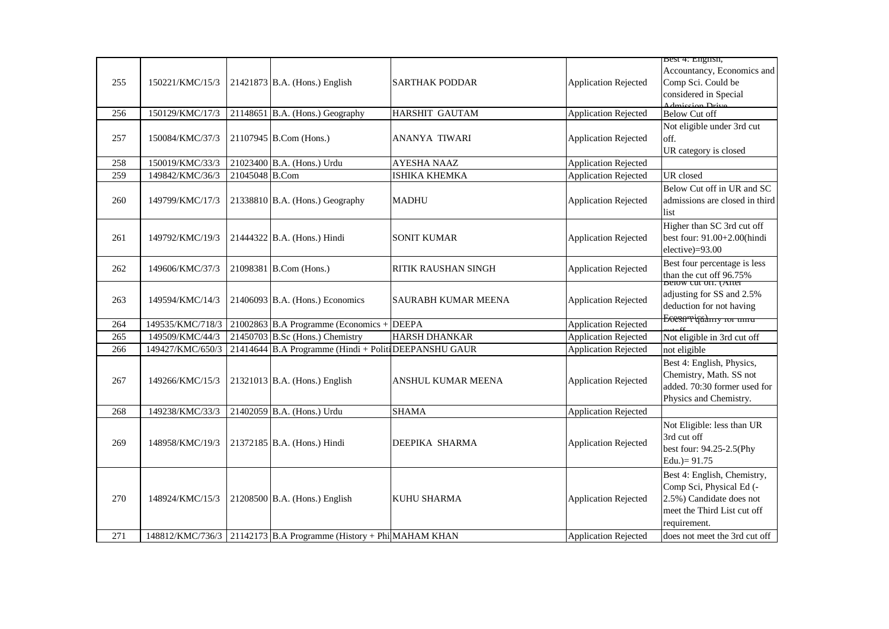| 255 | 150221/KMC/15/3 | 21421873 | B.A. (Hons.) English | SARTHAK PODDAR | Application Rejected | Best 4: English, Accountancy, Economics and Comp Sci. Could be considered in Special Admission Drive |
|---|---|---|---|---|---|---|
| 256 | 150129/KMC/17/3 | 21148651 | B.A. (Hons.) Geography | HARSHIT GAUTAM | Application Rejected | Below Cut off |
| 257 | 150084/KMC/37/3 | 21107945 | B.Com (Hons.) | ANANYA TIWARI | Application Rejected | Not eligible under 3rd cut off. UR category is closed |
| 258 | 150019/KMC/33/3 | 21023400 | B.A. (Hons.) Urdu | AYESHA NAAZ | Application Rejected | |
| 259 | 149842/KMC/36/3 | 21045048 | B.Com | ISHIKA KHEMKA | Application Rejected | UR closed |
| 260 | 149799/KMC/17/3 | 21338810 | B.A. (Hons.) Geography | MADHU | Application Rejected | Below Cut off in UR and SC admissions are closed in third list |
| 261 | 149792/KMC/19/3 | 21444322 | B.A. (Hons.) Hindi | SONIT KUMAR | Application Rejected | Higher than SC 3rd cut off best four: 91.00+2.00(hindi elective)=93.00 |
| 262 | 149606/KMC/37/3 | 21098381 | B.Com (Hons.) | RITIK RAUSHAN SINGH | Application Rejected | Best four percentage is less than the cut off 96.75% |
| 263 | 149594/KMC/14/3 | 21406093 | B.A. (Hons.) Economics | SAURABH KUMAR MEENA | Application Rejected | Below cut off. (After adjusting for SS and 2.5% deduction for not having Economics) |
| 264 | 149535/KMC/718/3 | 21002863 | B.A Programme (Economics + | DEEPA | Application Rejected | Doesn't qualify for third cutoff |
| 265 | 149509/KMC/44/3 | 21450703 | B.Sc (Hons.) Chemistry | HARSH DHANKAR | Application Rejected | Not eligible in 3rd cut off |
| 266 | 149427/KMC/650/3 | 21414644 | B.A Programme (Hindi + Politi | DEEPANSHU GAUR | Application Rejected | not eligible |
| 267 | 149266/KMC/15/3 | 21321013 | B.A. (Hons.) English | ANSHUL KUMAR MEENA | Application Rejected | Best 4: English, Physics, Chemistry, Math. SS not added. 70:30 former used for Physics and Chemistry. |
| 268 | 149238/KMC/33/3 | 21402059 | B.A. (Hons.) Urdu | SHAMA | Application Rejected | |
| 269 | 148958/KMC/19/3 | 21372185 | B.A. (Hons.) Hindi | DEEPIKA SHARMA | Application Rejected | Not Eligible: less than UR 3rd cut off best four: 94.25-2.5(Phy Edu.)= 91.75 |
| 270 | 148924/KMC/15/3 | 21208500 | B.A. (Hons.) English | KUHU SHARMA | Application Rejected | Best 4: English, Chemistry, Comp Sci, Physical Ed (-2.5%) Candidate does not meet the Third List cut off requirement. |
| 271 | 148812/KMC/736/3 | 21142173 | B.A Programme (History + Phi | MAHAM KHAN | Application Rejected | does not meet the 3rd cut off |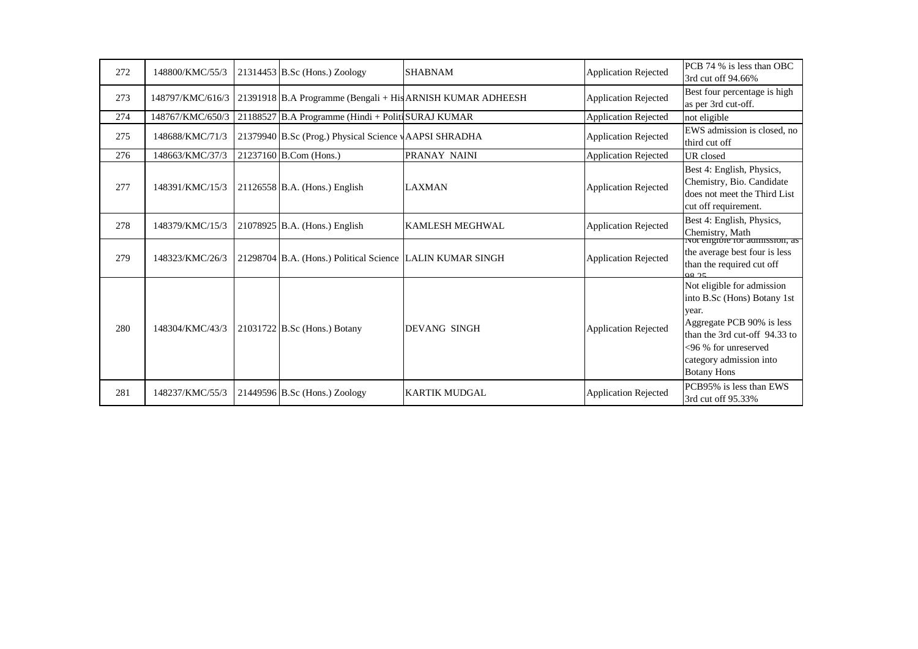| 272 | 148800/KMC/55/3 | 21314453 | B.Sc (Hons.) Zoology | SHABNAM | Application Rejected | PCB 74 % is less than OBC 3rd cut off 94.66% |
|---|---|---|---|---|---|---|
| 273 | 148797/KMC/616/3 | 21391918 | B.A Programme (Bengali + His | ARNISH KUMAR ADHEESH | Application Rejected | Best four percentage is high as per 3rd cut-off. |
| 274 | 148767/KMC/650/3 | 21188527 | B.A Programme (Hindi + Politi | SURAJ KUMAR | Application Rejected | not eligible |
| 275 | 148688/KMC/71/3 | 21379940 | B.Sc (Prog.) Physical Science v | AAPSI SHRADHA | Application Rejected | EWS admission is closed, no third cut off |
| 276 | 148663/KMC/37/3 | 21237160 | B.Com (Hons.) | PRANAY NAINI | Application Rejected | UR closed |
| 277 | 148391/KMC/15/3 | 21126558 | B.A. (Hons.) English | LAXMAN | Application Rejected | Best 4: English, Physics, Chemistry, Bio. Candidate does not meet the Third List cut off requirement. |
| 278 | 148379/KMC/15/3 | 21078925 | B.A. (Hons.) English | KAMLESH MEGHWAL | Application Rejected | Best 4: English, Physics, Chemistry, Math |
| 279 | 148323/KMC/26/3 | 21298704 | B.A. (Hons.) Political Science | LALIN KUMAR SINGH | Application Rejected | Not eligible for admission, as the average best four is less than the required cut off 98.25 |
| 280 | 148304/KMC/43/3 | 21031722 | B.Sc (Hons.) Botany | DEVANG SINGH | Application Rejected | Not eligible for admission into B.Sc (Hons) Botany 1st year. Aggregate PCB 90% is less than the 3rd cut-off 94.33 to <96 % for unreserved category admission into Botany Hons |
| 281 | 148237/KMC/55/3 | 21449596 | B.Sc (Hons.) Zoology | KARTIK MUDGAL | Application Rejected | PCB95% is less than EWS 3rd cut off 95.33% |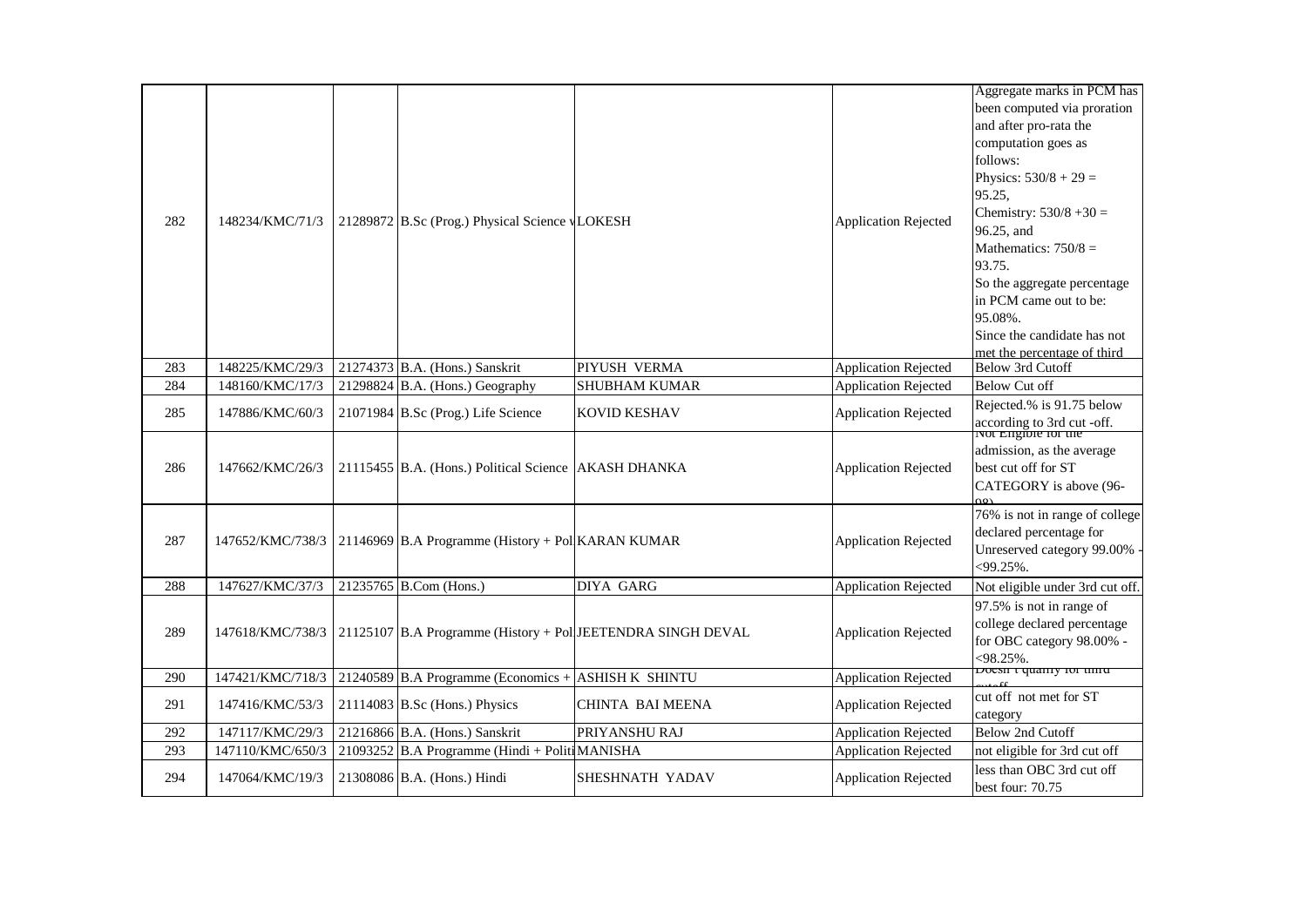| | | | | | | |
|---|---|---|---|---|---|---|
| 282 | 148234/KMC/71/3 | 21289872 | B.Sc (Prog.) Physical Science v | LOKESH | Application Rejected | Aggregate marks in PCM has been computed via proration and after pro-rata the computation goes as follows: Physics: 530/8 + 29 = 95.25, Chemistry: 530/8 +30 = 96.25, and Mathematics: 750/8 = 93.75. So the aggregate percentage in PCM came out to be: 95.08%. Since the candidate has not met the percentage of third |
| 283 | 148225/KMC/29/3 | 21274373 | B.A. (Hons.) Sanskrit | PIYUSH VERMA | Application Rejected | Below 3rd Cutoff |
| 284 | 148160/KMC/17/3 | 21298824 | B.A. (Hons.) Geography | SHUBHAM KUMAR | Application Rejected | Below Cut off |
| 285 | 147886/KMC/60/3 | 21071984 | B.Sc (Prog.) Life Science | KOVID KESHAV | Application Rejected | Rejected.% is 91.75 below according to 3rd cut -off. |
| 286 | 147662/KMC/26/3 | 21115455 | B.A. (Hons.) Political Science | AKASH DHANKA | Application Rejected | Not Eligible for the admission, as the average best cut off for ST CATEGORY is above (96-98) |
| 287 | 147652/KMC/738/3 | 21146969 | B.A Programme (History + Pol | KARAN KUMAR | Application Rejected | 76% is not in range of college declared percentage for Unreserved category 99.00% - <99.25%. |
| 288 | 147627/KMC/37/3 | 21235765 | B.Com (Hons.) | DIYA GARG | Application Rejected | Not eligible under 3rd cut off. |
| 289 | 147618/KMC/738/3 | 21125107 | B.A Programme (History + Pol | JEETENDRA SINGH DEVAL | Application Rejected | 97.5% is not in range of college declared percentage for OBC category 98.00% - <98.25%. |
| 290 | 147421/KMC/718/3 | 21240589 | B.A Programme (Economics + | ASHISH K SHINTU | Application Rejected | Doesn't qualify for third cutoff |
| 291 | 147416/KMC/53/3 | 21114083 | B.Sc (Hons.) Physics | CHINTA BAI MEENA | Application Rejected | cut off not met for ST category |
| 292 | 147117/KMC/29/3 | 21216866 | B.A. (Hons.) Sanskrit | PRIYANSHU RAJ | Application Rejected | Below 2nd Cutoff |
| 293 | 147110/KMC/650/3 | 21093252 | B.A Programme (Hindi + Politi | MANISHA | Application Rejected | not eligible for 3rd cut off |
| 294 | 147064/KMC/19/3 | 21308086 | B.A. (Hons.) Hindi | SHESHNATH YADAV | Application Rejected | less than OBC 3rd cut off best four: 70.75 |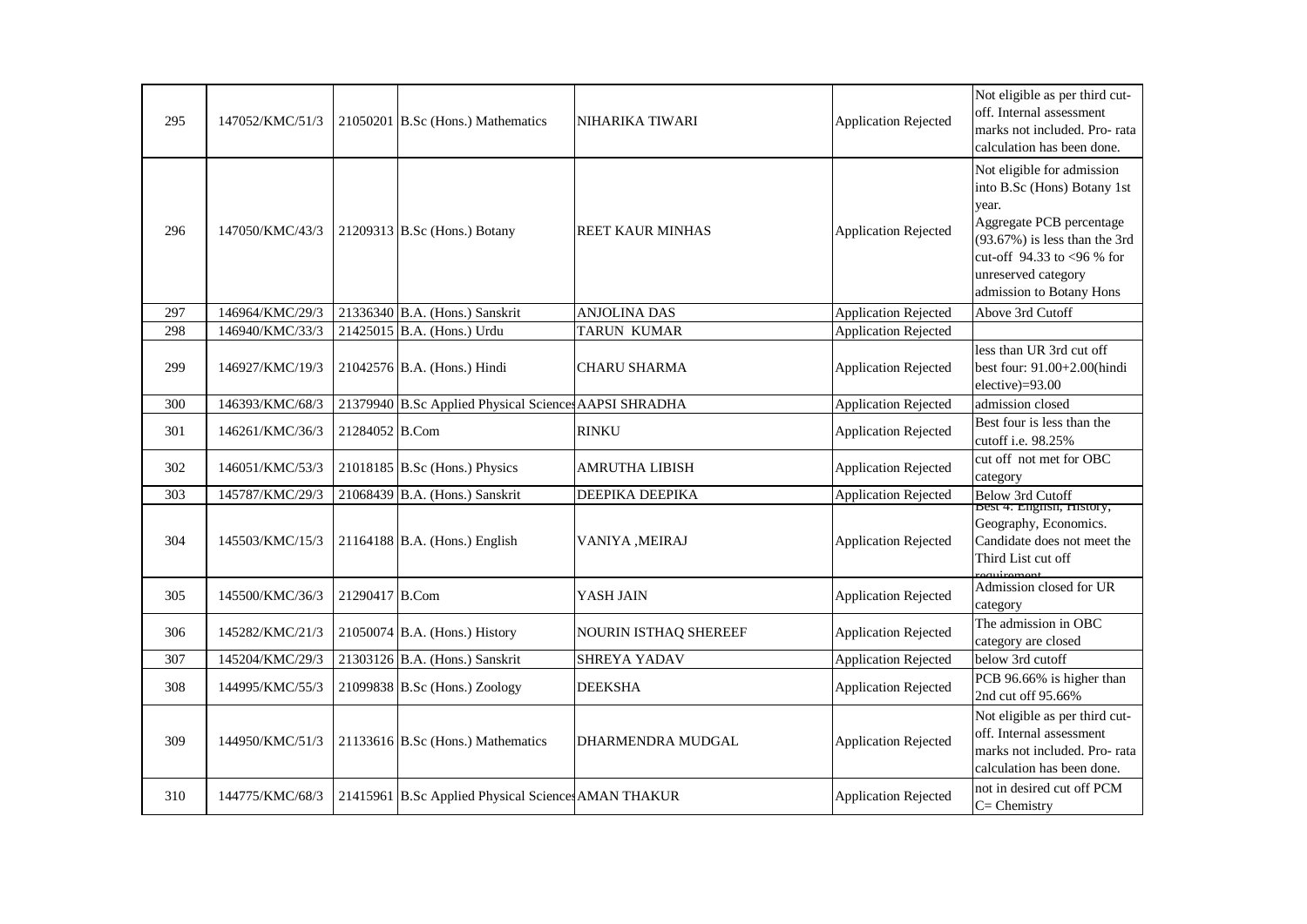| 295 | 147052/KMC/51/3 | 21050201 | B.Sc (Hons.) Mathematics | NIHARIKA TIWARI | Application Rejected | Not eligible as per third cut-off. Internal assessment marks not included. Pro- rata calculation has been done. |
|---|---|---|---|---|---|---|
| 296 | 147050/KMC/43/3 | 21209313 | B.Sc (Hons.) Botany | REET KAUR MINHAS | Application Rejected | Not eligible for admission into B.Sc (Hons) Botany 1st year. Aggregate PCB percentage (93.67%) is less than the 3rd cut-off 94.33 to <96 % for unreserved category admission to Botany Hons |
| 297 | 146964/KMC/29/3 | 21336340 | B.A. (Hons.) Sanskrit | ANJOLINA DAS | Application Rejected | Above 3rd Cutoff |
| 298 | 146940/KMC/33/3 | 21425015 | B.A. (Hons.) Urdu | TARUN KUMAR | Application Rejected | |
| 299 | 146927/KMC/19/3 | 21042576 | B.A. (Hons.) Hindi | CHARU SHARMA | Application Rejected | less than UR 3rd cut off best four: 91.00+2.00(hindi elective)=93.00 |
| 300 | 146393/KMC/68/3 | 21379940 | B.Sc Applied Physical Sciences | AAPSI SHRADHA | Application Rejected | admission closed |
| 301 | 146261/KMC/36/3 | 21284052 | B.Com | RINKU | Application Rejected | Best four is less than the cutoff i.e. 98.25% |
| 302 | 146051/KMC/53/3 | 21018185 | B.Sc (Hons.) Physics | AMRUTHA LIBISH | Application Rejected | cut off not met for OBC category |
| 303 | 145787/KMC/29/3 | 21068439 | B.A. (Hons.) Sanskrit | DEEPIKA DEEPIKA | Application Rejected | Below 3rd Cutoff |
| 304 | 145503/KMC/15/3 | 21164188 | B.A. (Hons.) English | VANIYA ,MEIRAJ | Application Rejected | Best 4: English, History, Geography, Economics. Candidate does not meet the Third List cut off requirement |
| 305 | 145500/KMC/36/3 | 21290417 | B.Com | YASH JAIN | Application Rejected | Admission closed for UR category |
| 306 | 145282/KMC/21/3 | 21050074 | B.A. (Hons.) History | NOURIN ISTHAQ SHEREEF | Application Rejected | The admission in OBC category are closed |
| 307 | 145204/KMC/29/3 | 21303126 | B.A. (Hons.) Sanskrit | SHREYA YADAV | Application Rejected | below 3rd cutoff |
| 308 | 144995/KMC/55/3 | 21099838 | B.Sc (Hons.) Zoology | DEEKSHA | Application Rejected | PCB 96.66% is higher than 2nd cut off 95.66% |
| 309 | 144950/KMC/51/3 | 21133616 | B.Sc (Hons.) Mathematics | DHARMENDRA MUDGAL | Application Rejected | Not eligible as per third cut-off. Internal assessment marks not included. Pro- rata calculation has been done. |
| 310 | 144775/KMC/68/3 | 21415961 | B.Sc Applied Physical Sciences | AMAN THAKUR | Application Rejected | not in desired cut off PCM C= Chemistry |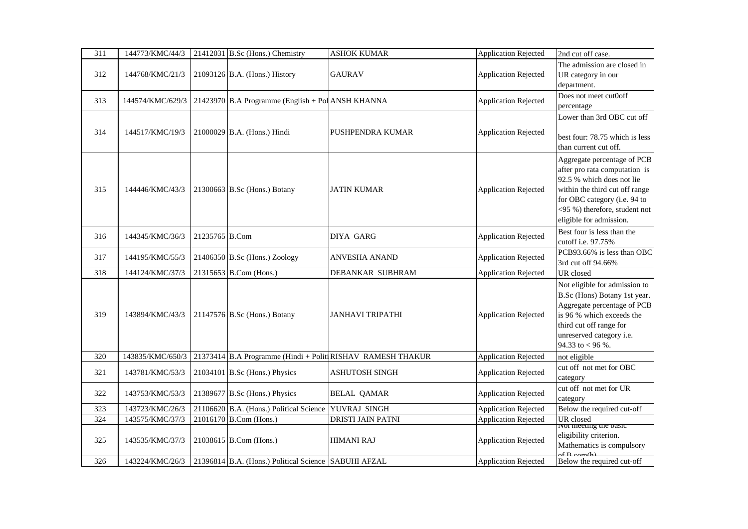| 311 | 144773/KMC/44/3 | 21412031 | B.Sc (Hons.) Chemistry | ASHOK KUMAR | Application Rejected | 2nd cut off case. |
|---|---|---|---|---|---|---|
| 312 | 144768/KMC/21/3 | 21093126 | B.A. (Hons.) History | GAURAV | Application Rejected | The admission are closed in UR category in our department. |
| 313 | 144574/KMC/629/3 | 21423970 | B.A Programme (English + Pol | ANSH KHANNA | Application Rejected | Does not meet cut0off percentage |
| 314 | 144517/KMC/19/3 | 21000029 | B.A. (Hons.) Hindi | PUSHPENDRA KUMAR | Application Rejected | Lower than 3rd OBC cut off best four: 78.75 which is less than current cut off. |
| 315 | 144446/KMC/43/3 | 21300663 | B.Sc (Hons.) Botany | JATIN KUMAR | Application Rejected | Aggregate percentage of PCB after pro rata computation is 92.5 % which does not lie within the third cut off range for OBC category (i.e. 94 to <95 %) therefore, student not eligible for admission. |
| 316 | 144345/KMC/36/3 | 21235765 | B.Com | DIYA GARG | Application Rejected | Best four is less than the cutoff i.e. 97.75% |
| 317 | 144195/KMC/55/3 | 21406350 | B.Sc (Hons.) Zoology | ANVESHA ANAND | Application Rejected | PCB93.66% is less than OBC 3rd cut off 94.66% |
| 318 | 144124/KMC/37/3 | 21315653 | B.Com (Hons.) | DEBANKAR SUBHRAM | Application Rejected | UR closed |
| 319 | 143894/KMC/43/3 | 21147576 | B.Sc (Hons.) Botany | JANHAVI TRIPATHI | Application Rejected | Not eligible for admission to B.Sc (Hons) Botany 1st year. Aggregate percentage of PCB is 96 % which exceeds the third cut off range for unreserved category i.e. 94.33 to < 96 %. |
| 320 | 143835/KMC/650/3 | 21373414 | B.A Programme (Hindi + Politi | RISHAV RAMESH THAKUR | Application Rejected | not eligible |
| 321 | 143781/KMC/53/3 | 21034101 | B.Sc (Hons.) Physics | ASHUTOSH SINGH | Application Rejected | cut off not met for OBC category |
| 322 | 143753/KMC/53/3 | 21389677 | B.Sc (Hons.) Physics | BELAL QAMAR | Application Rejected | cut off not met for UR category |
| 323 | 143723/KMC/26/3 | 21106620 | B.A. (Hons.) Political Science | YUVRAJ SINGH | Application Rejected | Below the required cut-off |
| 324 | 143575/KMC/37/3 | 21016170 | B.Com (Hons.) | DRISTI JAIN PATNI | Application Rejected | UR closed |
| 325 | 143535/KMC/37/3 | 21038615 | B.Com (Hons.) | HIMANI RAJ | Application Rejected | Not meeting the basic eligibility criterion. Mathematics is compulsory of B.com(h) |
| 326 | 143224/KMC/26/3 | 21396814 | B.A. (Hons.) Political Science | SABUHI AFZAL | Application Rejected | Below the required cut-off |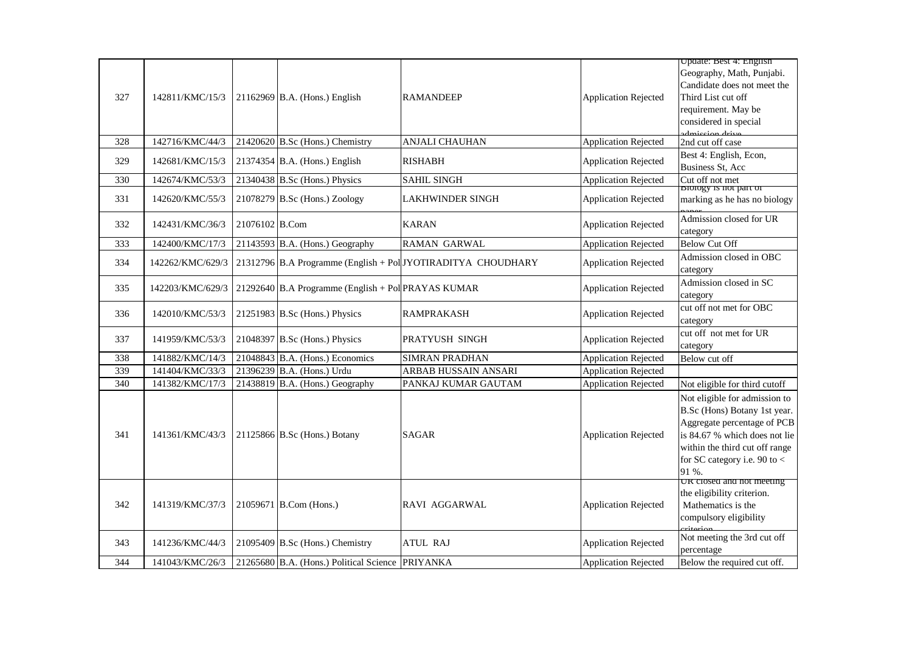| 327 | 142811/KMC/15/3 | 21162969 | B.A. (Hons.) English | RAMANDEEP | Application Rejected | Update: Best 4: English Geography, Math, Punjabi. Candidate does not meet the Third List cut off requirement. May be considered in special admission drive |
|---|---|---|---|---|---|---|
| 328 | 142716/KMC/44/3 | 21420620 | B.Sc (Hons.) Chemistry | ANJALI CHAUHAN | Application Rejected | 2nd cut off case |
| 329 | 142681/KMC/15/3 | 21374354 | B.A. (Hons.) English | RISHABH | Application Rejected | Best 4: English, Econ, Business St, Acc |
| 330 | 142674/KMC/53/3 | 21340438 | B.Sc (Hons.) Physics | SAHIL SINGH | Application Rejected | Cut off not met |
| 331 | 142620/KMC/55/3 | 21078279 | B.Sc (Hons.) Zoology | LAKHWINDER SINGH | Application Rejected | Biology is not part of marking as he has no biology paper |
| 332 | 142431/KMC/36/3 | 21076102 | B.Com | KARAN | Application Rejected | Admission closed for UR category |
| 333 | 142400/KMC/17/3 | 21143593 | B.A. (Hons.) Geography | RAMAN GARWAL | Application Rejected | Below Cut Off |
| 334 | 142262/KMC/629/3 | 21312796 | B.A Programme (English + Pol | JYOTIRADITYA CHOUDHARY | Application Rejected | Admission closed in OBC category |
| 335 | 142203/KMC/629/3 | 21292640 | B.A Programme (English + Pol | PRAYAS KUMAR | Application Rejected | Admission closed in SC category |
| 336 | 142010/KMC/53/3 | 21251983 | B.Sc (Hons.) Physics | RAMPRAKASH | Application Rejected | cut off not met for OBC category |
| 337 | 141959/KMC/53/3 | 21048397 | B.Sc (Hons.) Physics | PRATYUSH SINGH | Application Rejected | cut off not met for UR category |
| 338 | 141882/KMC/14/3 | 21048843 | B.A. (Hons.) Economics | SIMRAN PRADHAN | Application Rejected | Below cut off |
| 339 | 141404/KMC/33/3 | 21396239 | B.A. (Hons.) Urdu | ARBAB HUSSAIN ANSARI | Application Rejected | |
| 340 | 141382/KMC/17/3 | 21438819 | B.A. (Hons.) Geography | PANKAJ KUMAR GAUTAM | Application Rejected | Not eligible for third cutoff |
| 341 | 141361/KMC/43/3 | 21125866 | B.Sc (Hons.) Botany | SAGAR | Application Rejected | Not eligible for admission to B.Sc (Hons) Botany 1st year. Aggregate percentage of PCB is 84.67 % which does not lie within the third cut off range for SC category i.e. 90 to < 91 %. |
| 342 | 141319/KMC/37/3 | 21059671 | B.Com (Hons.) | RAVI AGGARWAL | Application Rejected | UR closed and not meeting the eligibility criterion. Mathematics is the compulsory eligibility criterion |
| 343 | 141236/KMC/44/3 | 21095409 | B.Sc (Hons.) Chemistry | ATUL RAJ | Application Rejected | Not meeting the 3rd cut off percentage |
| 344 | 141043/KMC/26/3 | 21265680 | B.A. (Hons.) Political Science | PRIYANKA | Application Rejected | Below the required cut off. |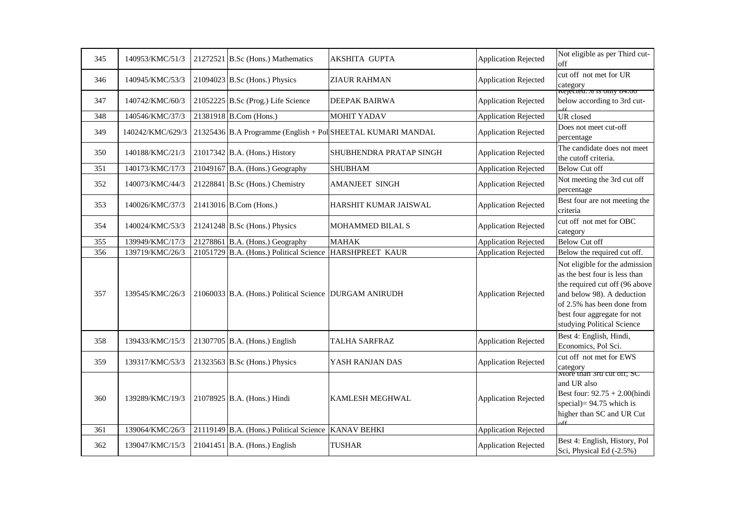| 345 | 140953/KMC/51/3 | 21272521 | B.Sc (Hons.) Mathematics | AKSHITA GUPTA | Application Rejected | Not eligible as per Third cut-off |
|---|---|---|---|---|---|---|
| 346 | 140945/KMC/53/3 | 21094023 | B.Sc (Hons.) Physics | ZIAUR RAHMAN | Application Rejected | cut off not met for UR category |
| 347 | 140742/KMC/60/3 | 21052225 | B.Sc (Prog.) Life Science | DEEPAK BAIRWA | Application Rejected | Rejected. % is only 84.66 below according to 3rd cut-off |
| 348 | 140546/KMC/37/3 | 21381918 | B.Com (Hons.) | MOHIT YADAV | Application Rejected | UR closed |
| 349 | 140242/KMC/629/3 | 21325436 | B.A Programme (English + Pol | SHEETAL KUMARI MANDAL | Application Rejected | Does not meet cut-off percentage |
| 350 | 140188/KMC/21/3 | 21017342 | B.A. (Hons.) History | SHUBHENDRA PRATAP SINGH | Application Rejected | The candidate does not meet the cutoff criteria. |
| 351 | 140173/KMC/17/3 | 21049167 | B.A. (Hons.) Geography | SHUBHAM | Application Rejected | Below Cut off |
| 352 | 140073/KMC/44/3 | 21228841 | B.Sc (Hons.) Chemistry | AMANJEET SINGH | Application Rejected | Not meeting the 3rd cut off percentage |
| 353 | 140026/KMC/37/3 | 21413016 | B.Com (Hons.) | HARSHIT KUMAR JAISWAL | Application Rejected | Best four are not meeting the criteria |
| 354 | 140024/KMC/53/3 | 21241248 | B.Sc (Hons.) Physics | MOHAMMED BILAL S | Application Rejected | cut off not met for OBC category |
| 355 | 139949/KMC/17/3 | 21278861 | B.A. (Hons.) Geography | MAHAK | Application Rejected | Below Cut off |
| 356 | 139719/KMC/26/3 | 21051729 | B.A. (Hons.) Political Science | HARSHPREET KAUR | Application Rejected | Below the required cut off. |
| 357 | 139545/KMC/26/3 | 21060033 | B.A. (Hons.) Political Science | DURGAM ANIRUDH | Application Rejected | Not eligible for the admission as the best four is less than the required cut off (96 above and below 98). A deduction of 2.5% has been done from best four aggregate for not studying Political Science |
| 358 | 139433/KMC/15/3 | 21307705 | B.A. (Hons.) English | TALHA SARFRAZ | Application Rejected | Best 4: English, Hindi, Economics, Pol Sci. |
| 359 | 139317/KMC/53/3 | 21323563 | B.Sc (Hons.) Physics | YASH RANJAN DAS | Application Rejected | cut off not met for EWS category |
| 360 | 139289/KMC/19/3 | 21078925 | B.A. (Hons.) Hindi | KAMLESH MEGHWAL | Application Rejected | More than 3rd cut off; SC and UR also Best four: 92.75 + 2.00(hindi special)= 94.75 which is higher than SC and UR Cut off |
| 361 | 139064/KMC/26/3 | 21119149 | B.A. (Hons.) Political Science | KANAV BEHKI | Application Rejected | |
| 362 | 139047/KMC/15/3 | 21041451 | B.A. (Hons.) English | TUSHAR | Application Rejected | Best 4: English, History, Pol Sci, Physical Ed (-2.5%) |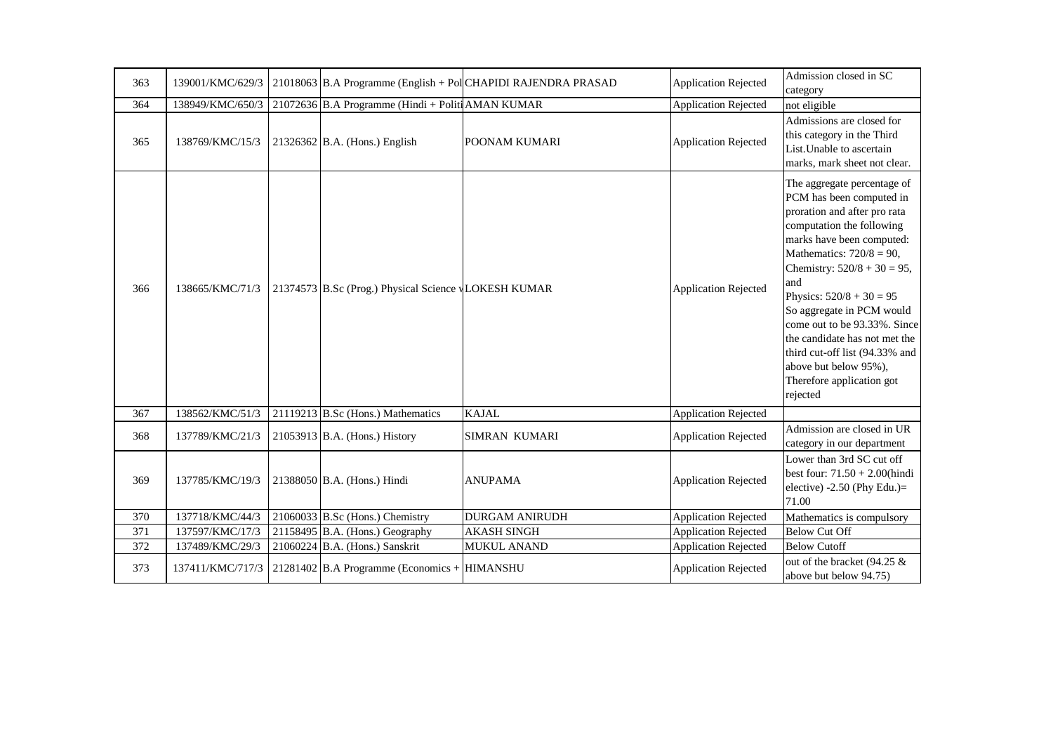| 363 | 139001/KMC/629/3 | 21018063 | B.A Programme (English + Pol | CHAPIDI RAJENDRA PRASAD | Application Rejected | Admission closed in SC category |
|---|---|---|---|---|---|---|
| 364 | 138949/KMC/650/3 | 21072636 | B.A Programme (Hindi + Politi | AMAN KUMAR | Application Rejected | not eligible |
| 365 | 138769/KMC/15/3 | 21326362 | B.A. (Hons.) English | POONAM KUMARI | Application Rejected | Admissions are closed for this category in the Third List.Unable to ascertain marks, mark sheet not clear. |
| 366 | 138665/KMC/71/3 | 21374573 | B.Sc (Prog.) Physical Science v | LOKESH KUMAR | Application Rejected | The aggregate percentage of PCM has been computed in proration and after pro rata computation the following marks have been computed: Mathematics: 720/8 = 90, Chemistry: 520/8 + 30 = 95, and Physics: 520/8 + 30 = 95 So aggregate in PCM would come out to be 93.33%. Since the candidate has not met the third cut-off list (94.33% and above but below 95%), Therefore application got rejected |
| 367 | 138562/KMC/51/3 | 21119213 | B.Sc (Hons.) Mathematics | KAJAL | Application Rejected | |
| 368 | 137789/KMC/21/3 | 21053913 | B.A. (Hons.) History | SIMRAN KUMARI | Application Rejected | Admission are closed in UR category in our department |
| 369 | 137785/KMC/19/3 | 21388050 | B.A. (Hons.) Hindi | ANUPAMA | Application Rejected | Lower than 3rd SC cut off best four: 71.50 + 2.00(hindi elective) -2.50 (Phy Edu.)= 71.00 |
| 370 | 137718/KMC/44/3 | 21060033 | B.Sc (Hons.) Chemistry | DURGAM ANIRUDH | Application Rejected | Mathematics is compulsory |
| 371 | 137597/KMC/17/3 | 21158495 | B.A. (Hons.) Geography | AKASH SINGH | Application Rejected | Below Cut Off |
| 372 | 137489/KMC/29/3 | 21060224 | B.A. (Hons.) Sanskrit | MUKUL ANAND | Application Rejected | Below Cutoff |
| 373 | 137411/KMC/717/3 | 21281402 | B.A Programme (Economics + | HIMANSHU | Application Rejected | out of the bracket (94.25 & above but below 94.75) |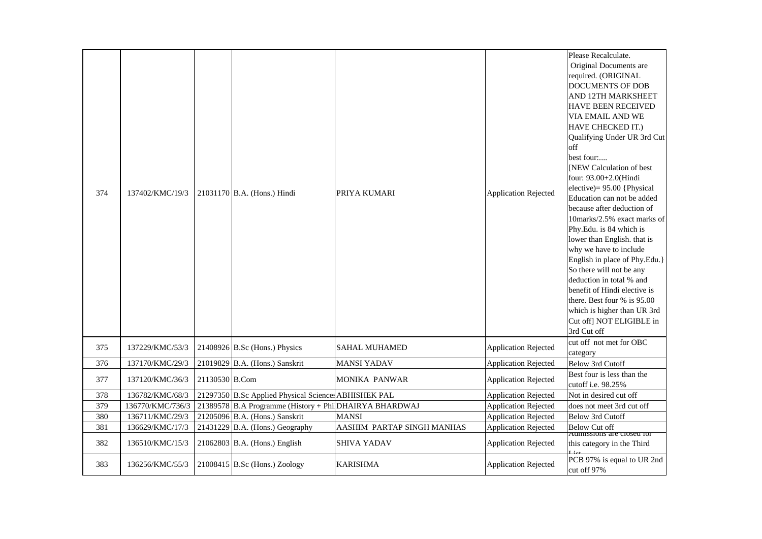| 374 | 137402/KMC/19/3 | 21031170 | B.A. (Hons.) Hindi | PRIYA KUMARI | Application Rejected | Please Recalculate. Original Documents are required. (ORIGINAL DOCUMENTS OF DOB AND 12TH MARKSHEET HAVE BEEN RECEIVED VIA EMAIL AND WE HAVE CHECKED IT.) Qualifying Under UR 3rd Cut off best four:.... [NEW Calculation of best four: 93.00+2.0(Hindi elective)= 95.00 {Physical Education can not be added because after deduction of 10marks/2.5% exact marks of Phy.Edu. is 84 which is lower than English. that is why we have to include English in place of Phy.Edu.} So there will not be any deduction in total % and benefit of Hindi elective is there. Best four % is 95.00 which is higher than UR 3rd Cut off] NOT ELIGIBLE in 3rd Cut off |
|---|---|---|---|---|---|---|
| 375 | 137229/KMC/53/3 | 21408926 | B.Sc (Hons.) Physics | SAHAL MUHAMED | Application Rejected | cut off not met for OBC category |
| 376 | 137170/KMC/29/3 | 21019829 | B.A. (Hons.) Sanskrit | MANSI YADAV | Application Rejected | Below 3rd Cutoff |
| 377 | 137120/KMC/36/3 | 21130530 | B.Com | MONIKA PANWAR | Application Rejected | Best four is less than the cutoff i.e. 98.25% |
| 378 | 136782/KMC/68/3 | 21297350 | B.Sc Applied Physical Sciences | ABHISHEK PAL | Application Rejected | Not in desired cut off |
| 379 | 136770/KMC/736/3 | 21389578 | B.A Programme (History + Phi | DHAIRYA BHARDWAJ | Application Rejected | does not meet 3rd cut off |
| 380 | 136711/KMC/29/3 | 21205096 | B.A. (Hons.) Sanskrit | MANSI | Application Rejected | Below 3rd Cutoff |
| 381 | 136629/KMC/17/3 | 21431229 | B.A. (Hons.) Geography | AASHIM PARTAP SINGH MANHAS | Application Rejected | Below Cut off |
| 382 | 136510/KMC/15/3 | 21062803 | B.A. (Hons.) English | SHIVA YADAV | Application Rejected | Admissions are closed for this category in the Third List |
| 383 | 136256/KMC/55/3 | 21008415 | B.Sc (Hons.) Zoology | KARISHMA | Application Rejected | PCB 97% is equal to UR 2nd cut off 97% |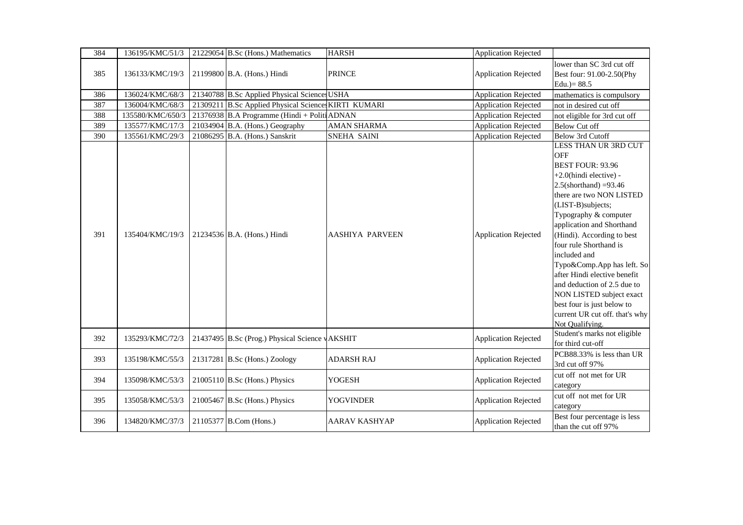| 384 | 136195/KMC/51/3 | 21229054 | B.Sc (Hons.) Mathematics | HARSH | Application Rejected | |
|---|---|---|---|---|---|---|
| 385 | 136133/KMC/19/3 | 21199800 | B.A. (Hons.) Hindi | PRINCE | Application Rejected | lower than SC 3rd cut off Best four: 91.00-2.50(Phy Edu.)= 88.5 |
| 386 | 136024/KMC/68/3 | 21340788 | B.Sc Applied Physical Sciences | USHA | Application Rejected | mathematics is compulsory |
| 387 | 136004/KMC/68/3 | 21309211 | B.Sc Applied Physical Sciences | KIRTI KUMARI | Application Rejected | not in desired cut off |
| 388 | 135580/KMC/650/3 | 21376938 | B.A Programme (Hindi + Politi | ADNAN | Application Rejected | not eligible for 3rd cut off |
| 389 | 135577/KMC/17/3 | 21034904 | B.A. (Hons.) Geography | AMAN SHARMA | Application Rejected | Below Cut off |
| 390 | 135561/KMC/29/3 | 21086295 | B.A. (Hons.) Sanskrit | SNEHA SAINI | Application Rejected | Below 3rd Cutoff |
| 391 | 135404/KMC/19/3 | 21234536 | B.A. (Hons.) Hindi | AASHIYA PARVEEN | Application Rejected | LESS THAN UR 3RD CUT OFF BEST FOUR: 93.96 +2.0(hindi elective) - 2.5(shorthand) =93.46 there are two NON LISTED (LIST-B)subjects; Typography & computer application and Shorthand (Hindi). According to best four rule Shorthand is included and Typo&Comp.App has left. So after Hindi elective benefit and deduction of 2.5 due to NON LISTED subject exact best four is just below to current UR cut off. that's why Not Qualifying. |
| 392 | 135293/KMC/72/3 | 21437495 | B.Sc (Prog.) Physical Science v | AKSHIT | Application Rejected | Student's marks not eligible for third cut-off |
| 393 | 135198/KMC/55/3 | 21317281 | B.Sc (Hons.) Zoology | ADARSH RAJ | Application Rejected | PCB88.33% is less than UR 3rd cut off 97% |
| 394 | 135098/KMC/53/3 | 21005110 | B.Sc (Hons.) Physics | YOGESH | Application Rejected | cut off not met for UR category |
| 395 | 135058/KMC/53/3 | 21005467 | B.Sc (Hons.) Physics | YOGVINDER | Application Rejected | cut off not met for UR category |
| 396 | 134820/KMC/37/3 | 21105377 | B.Com (Hons.) | AARAV KASHYAP | Application Rejected | Best four percentage is less than the cut off 97% |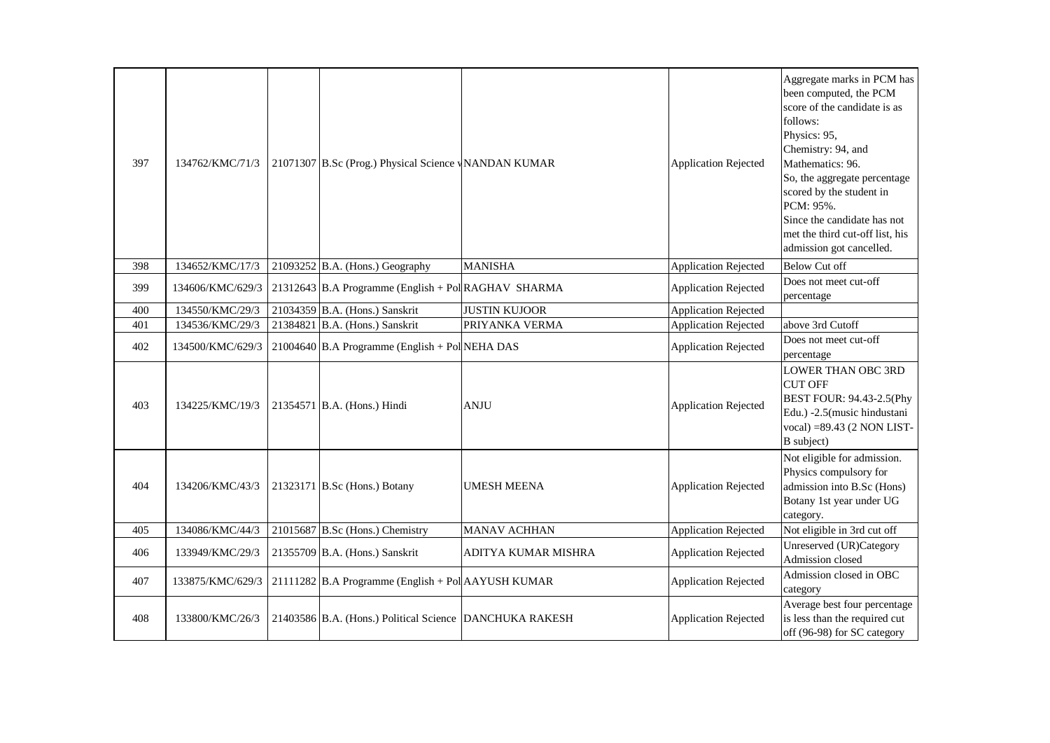| | | | | | | |
|---|---|---|---|---|---|---|
| 397 | 134762/KMC/71/3 | 21071307 | B.Sc (Prog.) Physical Science v | NANDAN KUMAR | Application Rejected | Aggregate marks in PCM has been computed, the PCM score of the candidate is as follows: Physics: 95, Chemistry: 94, and Mathematics: 96. So, the aggregate percentage scored by the student in PCM: 95%. Since the candidate has not met the third cut-off list, his admission got cancelled. |
| 398 | 134652/KMC/17/3 | 21093252 | B.A. (Hons.) Geography | MANISHA | Application Rejected | Below Cut off |
| 399 | 134606/KMC/629/3 | 21312643 | B.A Programme (English + Pol | RAGHAV SHARMA | Application Rejected | Does not meet cut-off percentage |
| 400 | 134550/KMC/29/3 | 21034359 | B.A. (Hons.) Sanskrit | JUSTIN KUJOOR | Application Rejected | |
| 401 | 134536/KMC/29/3 | 21384821 | B.A. (Hons.) Sanskrit | PRIYANKA VERMA | Application Rejected | above 3rd Cutoff |
| 402 | 134500/KMC/629/3 | 21004640 | B.A Programme (English + Pol | NEHA DAS | Application Rejected | Does not meet cut-off percentage |
| 403 | 134225/KMC/19/3 | 21354571 | B.A. (Hons.) Hindi | ANJU | Application Rejected | LOWER THAN OBC 3RD CUT OFF BEST FOUR: 94.43-2.5(Phy Edu.) -2.5(music hindustani vocal) =89.43 (2 NON LIST-B subject) |
| 404 | 134206/KMC/43/3 | 21323171 | B.Sc (Hons.) Botany | UMESH MEENA | Application Rejected | Not eligible for admission. Physics compulsory for admission into B.Sc (Hons) Botany 1st year under UG category. |
| 405 | 134086/KMC/44/3 | 21015687 | B.Sc (Hons.) Chemistry | MANAV ACHHAN | Application Rejected | Not eligible in 3rd cut off |
| 406 | 133949/KMC/29/3 | 21355709 | B.A. (Hons.) Sanskrit | ADITYA KUMAR MISHRA | Application Rejected | Unreserved (UR)Category Admission closed |
| 407 | 133875/KMC/629/3 | 21111282 | B.A Programme (English + Pol | AAYUSH KUMAR | Application Rejected | Admission closed in OBC category |
| 408 | 133800/KMC/26/3 | 21403586 | B.A. (Hons.) Political Science | DANCHUKA RAKESH | Application Rejected | Average best four percentage is less than the required cut off (96-98) for SC category |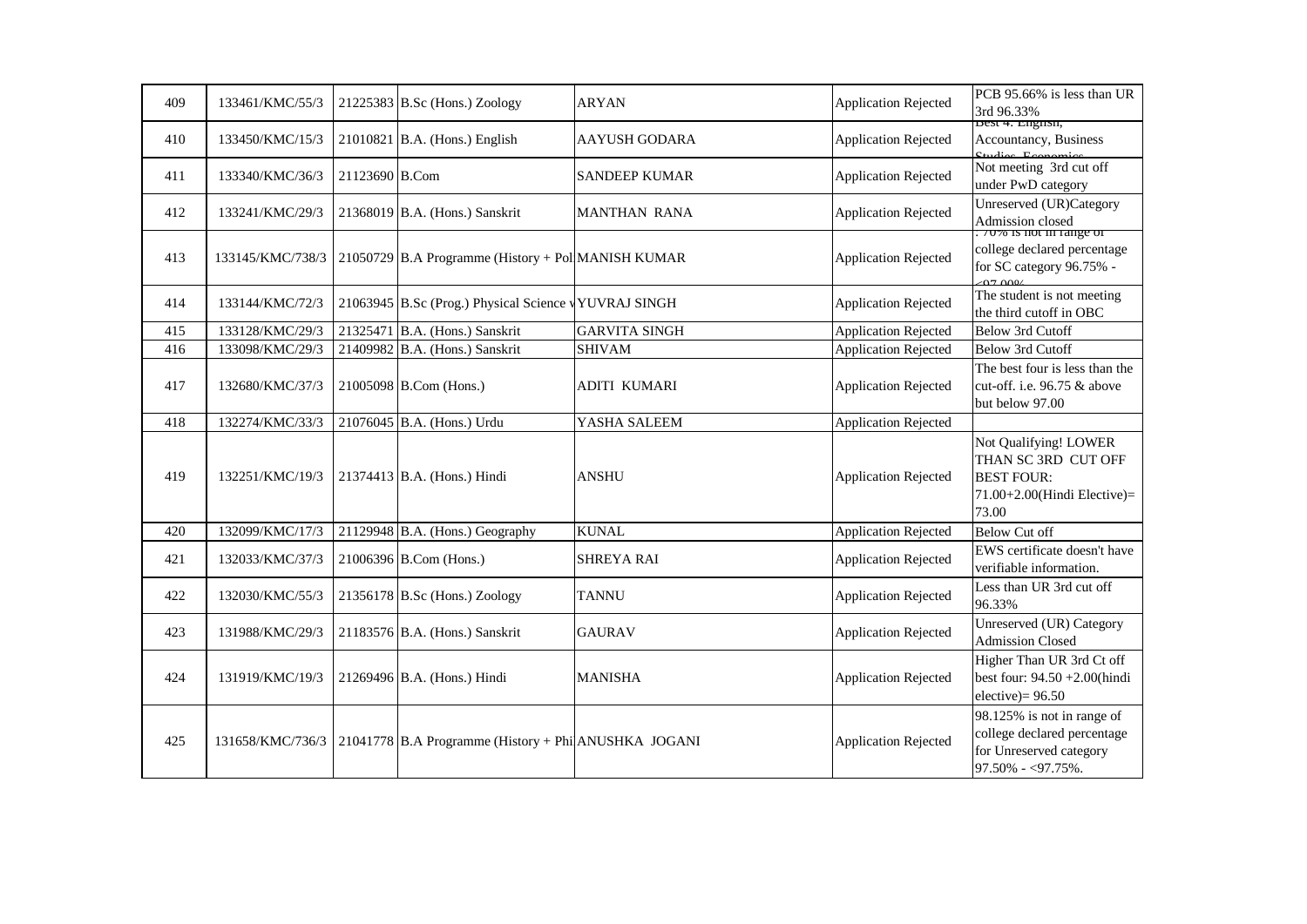| 409 | 133461/KMC/55/3 | 21225383 | B.Sc (Hons.) Zoology | ARYAN | Application Rejected | PCB 95.66% is less than UR 3rd 96.33% |
|---|---|---|---|---|---|---|
| 410 | 133450/KMC/15/3 | 21010821 | B.A. (Hons.) English | AAYUSH GODARA | Application Rejected | Best 4: English, Accountancy, Business Studies, Economics |
| 411 | 133340/KMC/36/3 | 21123690 | B.Com | SANDEEP KUMAR | Application Rejected | Not meeting 3rd cut off under PwD category |
| 412 | 133241/KMC/29/3 | 21368019 | B.A. (Hons.) Sanskrit | MANTHAN RANA | Application Rejected | Unreserved (UR)Category Admission closed |
| 413 | 133145/KMC/738/3 | 21050729 | B.A Programme (History + Pol | MANISH KUMAR | Application Rejected | .70% is not in range of college declared percentage for SC category 96.75% - <97.00% |
| 414 | 133144/KMC/72/3 | 21063945 | B.Sc (Prog.) Physical Science v | YUVRAJ SINGH | Application Rejected | The student is not meeting the third cutoff in OBC |
| 415 | 133128/KMC/29/3 | 21325471 | B.A. (Hons.) Sanskrit | GARVITA SINGH | Application Rejected | Below 3rd Cutoff |
| 416 | 133098/KMC/29/3 | 21409982 | B.A. (Hons.) Sanskrit | SHIVAM | Application Rejected | Below 3rd Cutoff |
| 417 | 132680/KMC/37/3 | 21005098 | B.Com (Hons.) | ADITI KUMARI | Application Rejected | The best four is less than the cut-off. i.e. 96.75 & above but below 97.00 |
| 418 | 132274/KMC/33/3 | 21076045 | B.A. (Hons.) Urdu | YASHA SALEEM | Application Rejected | |
| 419 | 132251/KMC/19/3 | 21374413 | B.A. (Hons.) Hindi | ANSHU | Application Rejected | Not Qualifying! LOWER THAN SC 3RD CUT OFF BEST FOUR: 71.00+2.00(Hindi Elective)= 73.00 |
| 420 | 132099/KMC/17/3 | 21129948 | B.A. (Hons.) Geography | KUNAL | Application Rejected | Below Cut off |
| 421 | 132033/KMC/37/3 | 21006396 | B.Com (Hons.) | SHREYA RAI | Application Rejected | EWS certificate doesn't have verifiable information. |
| 422 | 132030/KMC/55/3 | 21356178 | B.Sc (Hons.) Zoology | TANNU | Application Rejected | Less than UR 3rd cut off 96.33% |
| 423 | 131988/KMC/29/3 | 21183576 | B.A. (Hons.) Sanskrit | GAURAV | Application Rejected | Unreserved (UR) Category Admission Closed |
| 424 | 131919/KMC/19/3 | 21269496 | B.A. (Hons.) Hindi | MANISHA | Application Rejected | Higher Than UR 3rd Ct off best four: 94.50 +2.00(hindi elective)= 96.50 |
| 425 | 131658/KMC/736/3 | 21041778 | B.A Programme (History + Phi | ANUSHKA JOGANI | Application Rejected | 98.125% is not in range of college declared percentage for Unreserved category 97.50% - <97.75%. |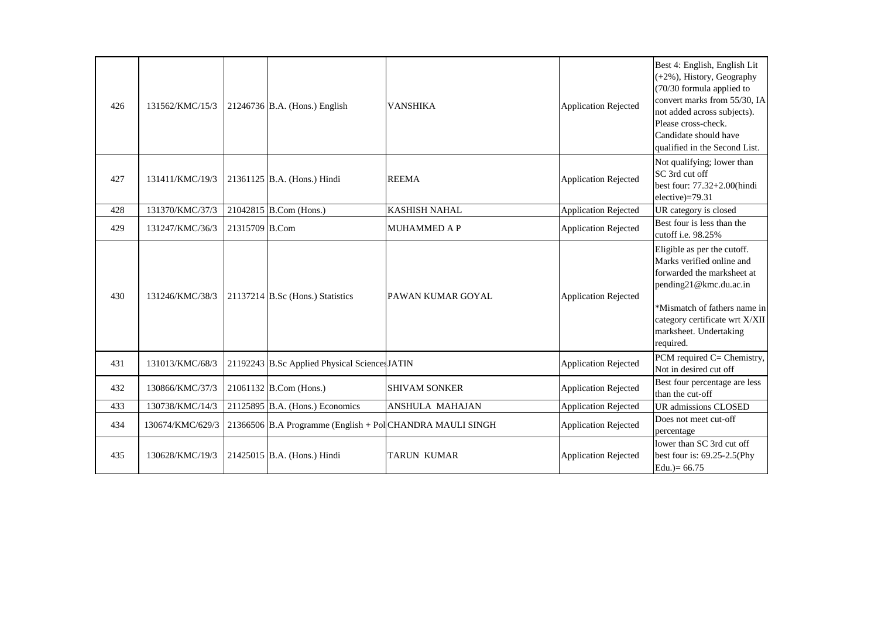| | | | | | | |
|---|---|---|---|---|---|---|
| 426 | 131562/KMC/15/3 | 21246736 | B.A. (Hons.) English | VANSHIKA | Application Rejected | Best 4: English, English Lit (+2%), History, Geography (70/30 formula applied to convert marks from 55/30, IA not added across subjects). Please cross-check. Candidate should have qualified in the Second List. |
| 427 | 131411/KMC/19/3 | 21361125 | B.A. (Hons.) Hindi | REEMA | Application Rejected | Not qualifying; lower than SC 3rd cut off best four: 77.32+2.00(hindi elective)=79.31 |
| 428 | 131370/KMC/37/3 | 21042815 | B.Com (Hons.) | KASHISH NAHAL | Application Rejected | UR category is closed |
| 429 | 131247/KMC/36/3 | 21315709 | B.Com | MUHAMMED A P | Application Rejected | Best four is less than the cutoff i.e. 98.25% |
| 430 | 131246/KMC/38/3 | 21137214 | B.Sc (Hons.) Statistics | PAWAN KUMAR GOYAL | Application Rejected | Eligible as per the cutoff. Marks verified online and forwarded the marksheet at pending21@kmc.du.ac.in<br><br>*Mismatch of fathers name in category certificate wrt X/XII marksheet. Undertaking required. |
| 431 | 131013/KMC/68/3 | 21192243 | B.Sc Applied Physical Sciences | JATIN | Application Rejected | PCM required C= Chemistry, Not in desired cut off |
| 432 | 130866/KMC/37/3 | 21061132 | B.Com (Hons.) | SHIVAM SONKER | Application Rejected | Best four percentage are less than the cut-off |
| 433 | 130738/KMC/14/3 | 21125895 | B.A. (Hons.) Economics | ANSHULA MAHAJAN | Application Rejected | UR admissions CLOSED |
| 434 | 130674/KMC/629/3 | 21366506 | B.A Programme (English + Pol | CHANDRA MAULI SINGH | Application Rejected | Does not meet cut-off percentage |
| 435 | 130628/KMC/19/3 | 21425015 | B.A. (Hons.) Hindi | TARUN KUMAR | Application Rejected | lower than SC 3rd cut off best four is: 69.25-2.5(Phy Edu.)= 66.75 |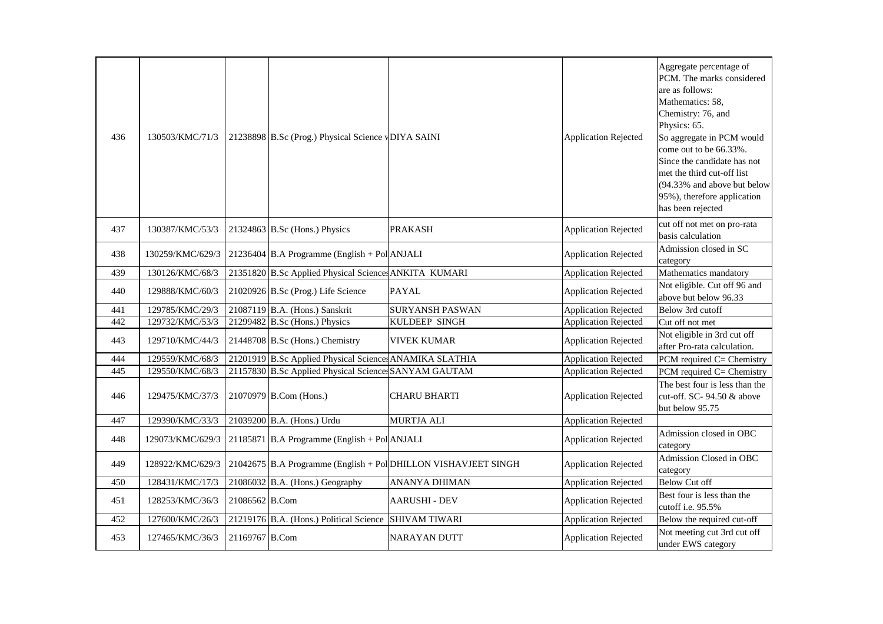| | | | | | | |
|---|---|---|---|---|---|---|
| 436 | 130503/KMC/71/3 | 21238898 | B.Sc (Prog.) Physical Science v | DIYA SAINI | Application Rejected | Aggregate percentage of PCM. The marks considered are as follows: Mathematics: 58, Chemistry: 76, and Physics: 65. So aggregate in PCM would come out to be 66.33%. Since the candidate has not met the third cut-off list (94.33% and above but below 95%), therefore application has been rejected |
| 437 | 130387/KMC/53/3 | 21324863 | B.Sc (Hons.) Physics | PRAKASH | Application Rejected | cut off not met on pro-rata basis calculation |
| 438 | 130259/KMC/629/3 | 21236404 | B.A Programme (English + Pol | ANJALI | Application Rejected | Admission closed in SC category |
| 439 | 130126/KMC/68/3 | 21351820 | B.Sc Applied Physical Sciences | ANKITA KUMARI | Application Rejected | Mathematics mandatory |
| 440 | 129888/KMC/60/3 | 21020926 | B.Sc (Prog.) Life Science | PAYAL | Application Rejected | Not eligible. Cut off 96 and above but below 96.33 |
| 441 | 129785/KMC/29/3 | 21087119 | B.A. (Hons.) Sanskrit | SURYANSH PASWAN | Application Rejected | Below 3rd cutoff |
| 442 | 129732/KMC/53/3 | 21299482 | B.Sc (Hons.) Physics | KULDEEP SINGH | Application Rejected | Cut off not met |
| 443 | 129710/KMC/44/3 | 21448708 | B.Sc (Hons.) Chemistry | VIVEK KUMAR | Application Rejected | Not eligible in 3rd cut off after Pro-rata calculation. |
| 444 | 129559/KMC/68/3 | 21201919 | B.Sc Applied Physical Sciences | ANAMIKA SLATHIA | Application Rejected | PCM required C= Chemistry |
| 445 | 129550/KMC/68/3 | 21157830 | B.Sc Applied Physical Sciences | SANYAM GAUTAM | Application Rejected | PCM required C= Chemistry |
| 446 | 129475/KMC/37/3 | 21070979 | B.Com (Hons.) | CHARU BHARTI | Application Rejected | The best four is less than the cut-off. SC- 94.50 & above but below 95.75 |
| 447 | 129390/KMC/33/3 | 21039200 | B.A. (Hons.) Urdu | MURTJA ALI | Application Rejected | |
| 448 | 129073/KMC/629/3 | 21185871 | B.A Programme (English + Pol | ANJALI | Application Rejected | Admission closed in OBC category |
| 449 | 128922/KMC/629/3 | 21042675 | B.A Programme (English + Pol | DHILLON VISHAVJEET SINGH | Application Rejected | Admission Closed in OBC category |
| 450 | 128431/KMC/17/3 | 21086032 | B.A. (Hons.) Geography | ANANYA DHIMAN | Application Rejected | Below Cut off |
| 451 | 128253/KMC/36/3 | 21086562 | B.Com | AARUSHI - DEV | Application Rejected | Best four is less than the cutoff i.e. 95.5% |
| 452 | 127600/KMC/26/3 | 21219176 | B.A. (Hons.) Political Science | SHIVAM TIWARI | Application Rejected | Below the required cut-off |
| 453 | 127465/KMC/36/3 | 21169767 | B.Com | NARAYAN DUTT | Application Rejected | Not meeting cut 3rd cut off under EWS category |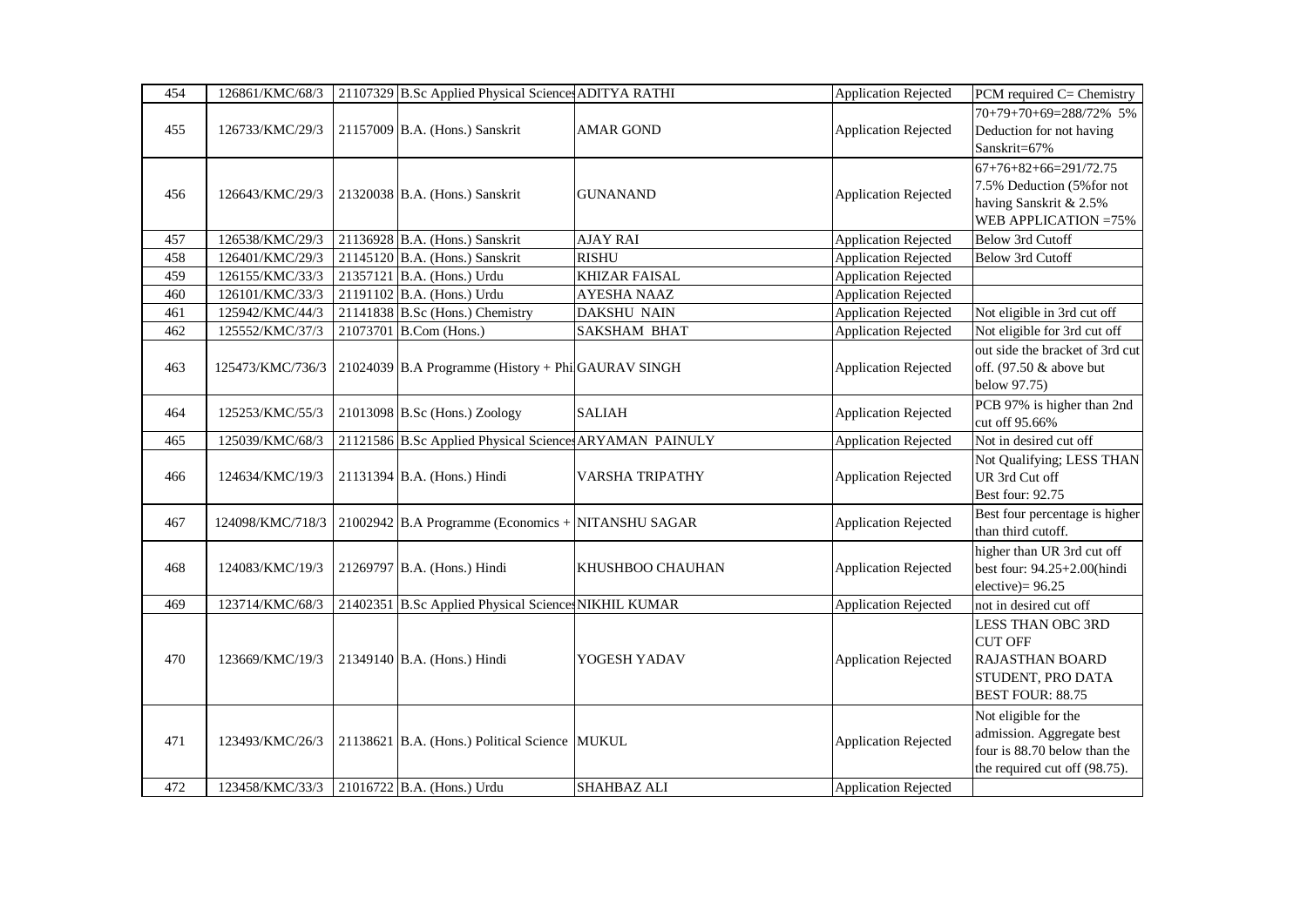| 454 | 126861/KMC/68/3 | 21107329 | B.Sc Applied Physical Sciences | ADITYA RATHI | Application Rejected | PCM required C= Chemistry |
|---|---|---|---|---|---|---|
| 455 | 126733/KMC/29/3 | 21157009 | B.A. (Hons.) Sanskrit | AMAR GOND | Application Rejected | 70+79+70+69=288/72% 5% Deduction for not having Sanskrit=67% |
| 456 | 126643/KMC/29/3 | 21320038 | B.A. (Hons.) Sanskrit | GUNANAND | Application Rejected | 67+76+82+66=291/72.75 7.5% Deduction (5%for not having Sanskrit & 2.5% WEB APPLICATION =75% |
| 457 | 126538/KMC/29/3 | 21136928 | B.A. (Hons.) Sanskrit | AJAY RAI | Application Rejected | Below 3rd Cutoff |
| 458 | 126401/KMC/29/3 | 21145120 | B.A. (Hons.) Sanskrit | RISHU | Application Rejected | Below 3rd Cutoff |
| 459 | 126155/KMC/33/3 | 21357121 | B.A. (Hons.) Urdu | KHIZAR FAISAL | Application Rejected | |
| 460 | 126101/KMC/33/3 | 21191102 | B.A. (Hons.) Urdu | AYESHA NAAZ | Application Rejected | |
| 461 | 125942/KMC/44/3 | 21141838 | B.Sc (Hons.) Chemistry | DAKSHU NAIN | Application Rejected | Not eligible in 3rd cut off |
| 462 | 125552/KMC/37/3 | 21073701 | B.Com (Hons.) | SAKSHAM BHAT | Application Rejected | Not eligible for 3rd cut off |
| 463 | 125473/KMC/736/3 | 21024039 | B.A Programme (History + Phi | GAURAV SINGH | Application Rejected | out side the bracket of 3rd cut off. (97.50 & above but below 97.75) |
| 464 | 125253/KMC/55/3 | 21013098 | B.Sc (Hons.) Zoology | SALIAH | Application Rejected | PCB 97% is higher than 2nd cut off 95.66% |
| 465 | 125039/KMC/68/3 | 21121586 | B.Sc Applied Physical Sciences | ARYAMAN PAINULY | Application Rejected | Not in desired cut off |
| 466 | 124634/KMC/19/3 | 21131394 | B.A. (Hons.) Hindi | VARSHA TRIPATHY | Application Rejected | Not Qualifying; LESS THAN UR 3rd Cut off Best four: 92.75 |
| 467 | 124098/KMC/718/3 | 21002942 | B.A Programme (Economics + | NITANSHU SAGAR | Application Rejected | Best four percentage is higher than third cutoff. |
| 468 | 124083/KMC/19/3 | 21269797 | B.A. (Hons.) Hindi | KHUSHBOO CHAUHAN | Application Rejected | higher than UR 3rd cut off best four: 94.25+2.00(hindi elective)= 96.25 |
| 469 | 123714/KMC/68/3 | 21402351 | B.Sc Applied Physical Sciences | NIKHIL KUMAR | Application Rejected | not in desired cut off |
| 470 | 123669/KMC/19/3 | 21349140 | B.A. (Hons.) Hindi | YOGESH YADAV | Application Rejected | LESS THAN OBC 3RD CUT OFF RAJASTHAN BOARD STUDENT, PRO DATA BEST FOUR: 88.75 |
| 471 | 123493/KMC/26/3 | 21138621 | B.A. (Hons.) Political Science | MUKUL | Application Rejected | Not eligible for the admission. Aggregate best four is 88.70 below than the required cut off (98.75). |
| 472 | 123458/KMC/33/3 | 21016722 | B.A. (Hons.) Urdu | SHAHBAZ ALI | Application Rejected | |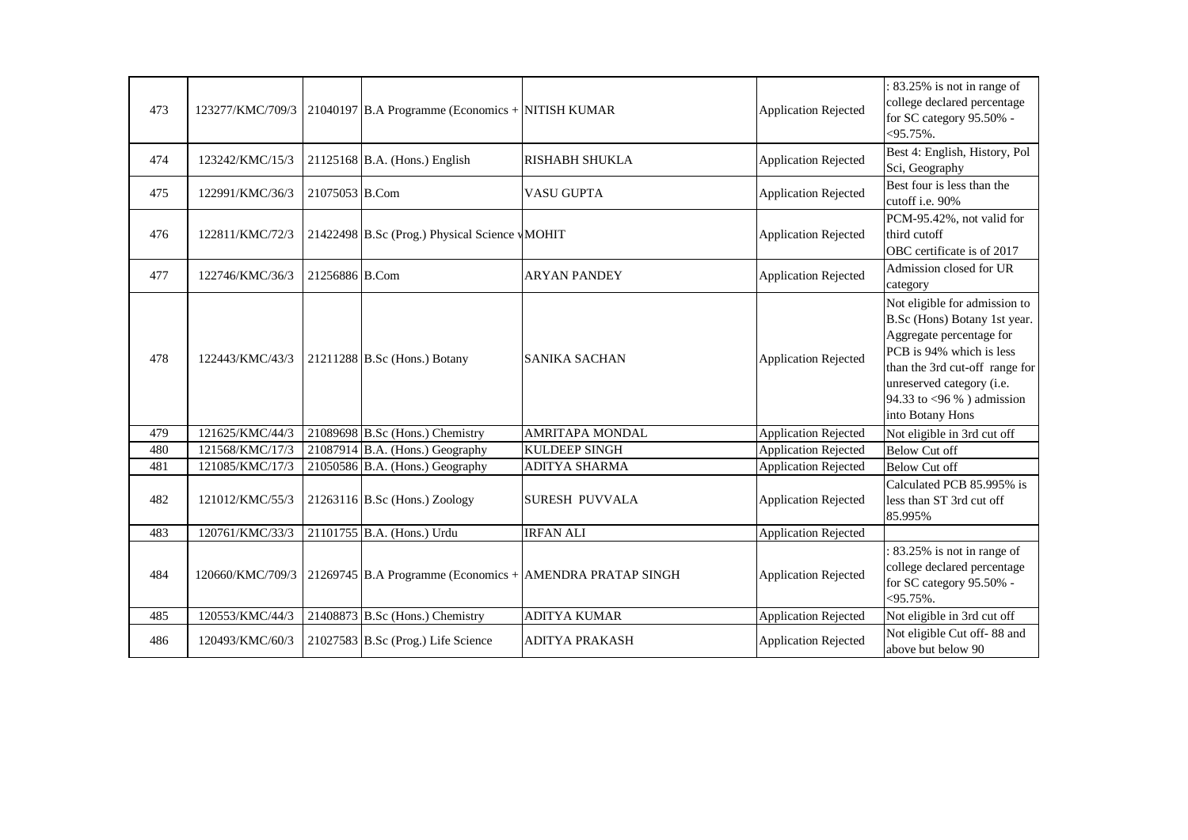| 473 | 123277/KMC/709/3 | 21040197 | B.A Programme (Economics + | NITISH KUMAR | Application Rejected | : 83.25% is not in range of college declared percentage for SC category 95.50% - <95.75%. |
|---|---|---|---|---|---|---|
| 474 | 123242/KMC/15/3 | 21125168 | B.A. (Hons.) English | RISHABH SHUKLA | Application Rejected | Best 4: English, History, Pol Sci, Geography |
| 475 | 122991/KMC/36/3 | 21075053 | B.Com | VASU GUPTA | Application Rejected | Best four is less than the cutoff i.e. 90% |
| 476 | 122811/KMC/72/3 | 21422498 | B.Sc (Prog.) Physical Science v | MOHIT | Application Rejected | PCM-95.42%, not valid for third cutoff<br>OBC certificate is of 2017 |
| 477 | 122746/KMC/36/3 | 21256886 | B.Com | ARYAN PANDEY | Application Rejected | Admission closed for UR category |
| 478 | 122443/KMC/43/3 | 21211288 | B.Sc (Hons.) Botany | SANIKA SACHAN | Application Rejected | Not eligible for admission to B.Sc (Hons) Botany 1st year. Aggregate percentage for PCB is 94% which is less than the 3rd cut-off range for unreserved category (i.e. 94.33 to <96 % ) admission into Botany Hons |
| 479 | 121625/KMC/44/3 | 21089698 | B.Sc (Hons.) Chemistry | AMRITAPA MONDAL | Application Rejected | Not eligible in 3rd cut off |
| 480 | 121568/KMC/17/3 | 21087914 | B.A. (Hons.) Geography | KULDEEP SINGH | Application Rejected | Below Cut off |
| 481 | 121085/KMC/17/3 | 21050586 | B.A. (Hons.) Geography | ADITYA SHARMA | Application Rejected | Below Cut off |
| 482 | 121012/KMC/55/3 | 21263116 | B.Sc (Hons.) Zoology | SURESH PUVVALA | Application Rejected | Calculated PCB 85.995% is less than ST 3rd cut off 85.995% |
| 483 | 120761/KMC/33/3 | 21101755 | B.A. (Hons.) Urdu | IRFAN ALI | Application Rejected | |
| 484 | 120660/KMC/709/3 | 21269745 | B.A Programme (Economics + | AMENDRA PRATAP SINGH | Application Rejected | : 83.25% is not in range of college declared percentage for SC category 95.50% - <95.75%. |
| 485 | 120553/KMC/44/3 | 21408873 | B.Sc (Hons.) Chemistry | ADITYA KUMAR | Application Rejected | Not eligible in 3rd cut off |
| 486 | 120493/KMC/60/3 | 21027583 | B.Sc (Prog.) Life Science | ADITYA PRAKASH | Application Rejected | Not eligible Cut off- 88 and above but below 90 |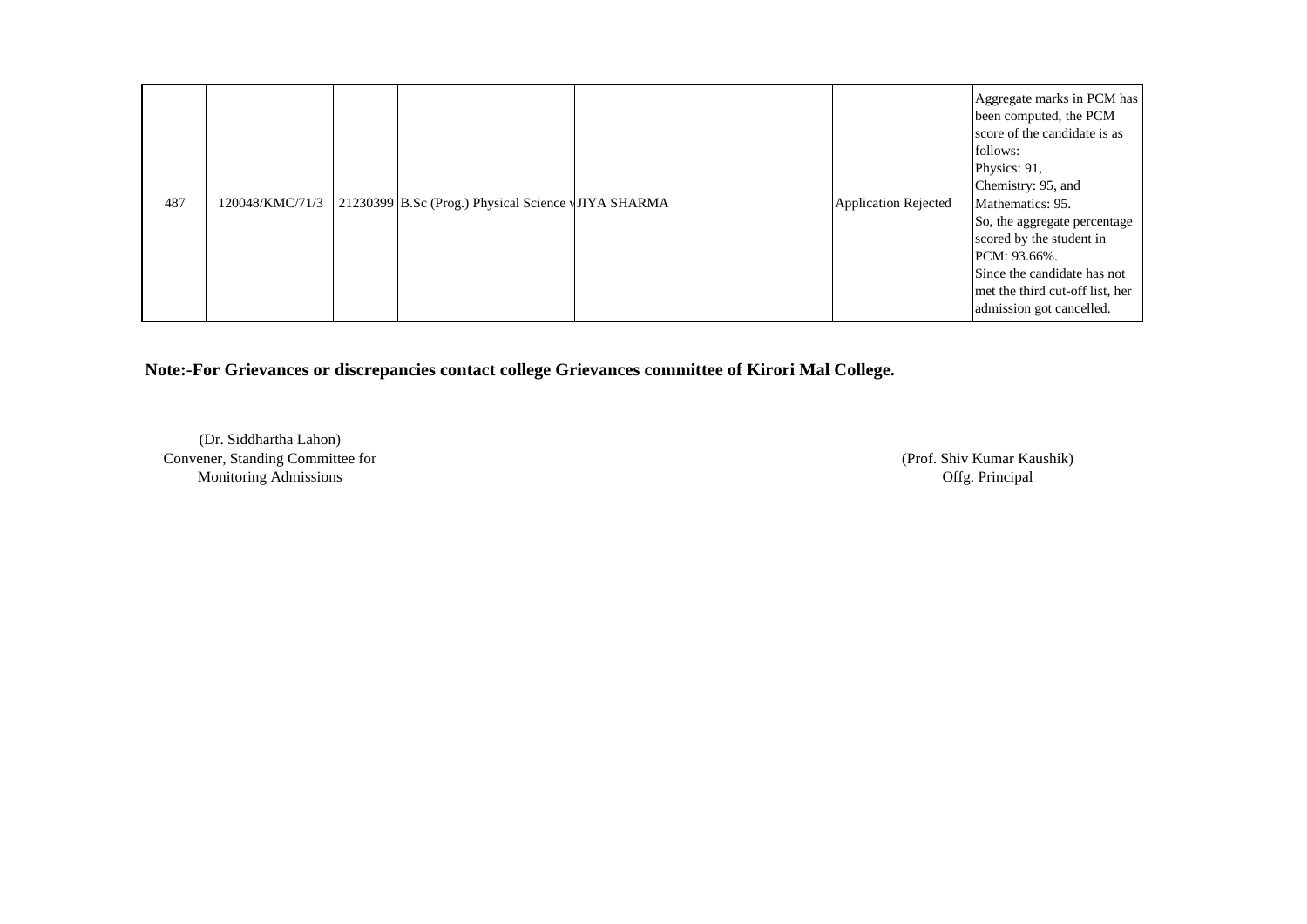| | | | | | | | |
|---|---|---|---|---|---|---|---|
| 487 | 120048/KMC/71/3 | 21230399 | B.Sc (Prog.) Physical Science v | JIYA SHARMA | | Application Rejected | Aggregate marks in PCM has been computed, the PCM score of the candidate is as follows: Physics: 91, Chemistry: 95, and Mathematics: 95. So, the aggregate percentage scored by the student in PCM: 93.66%. Since the candidate has not met the third cut-off list, her admission got cancelled. |

**Note:-For Grievances or discrepancies contact college Grievances committee of Kirori Mal College.**

(Dr. Siddhartha Lahon)
Convener, Standing Committee for
Monitoring Admissions

(Prof. Shiv Kumar Kaushik)
Offg. Principal